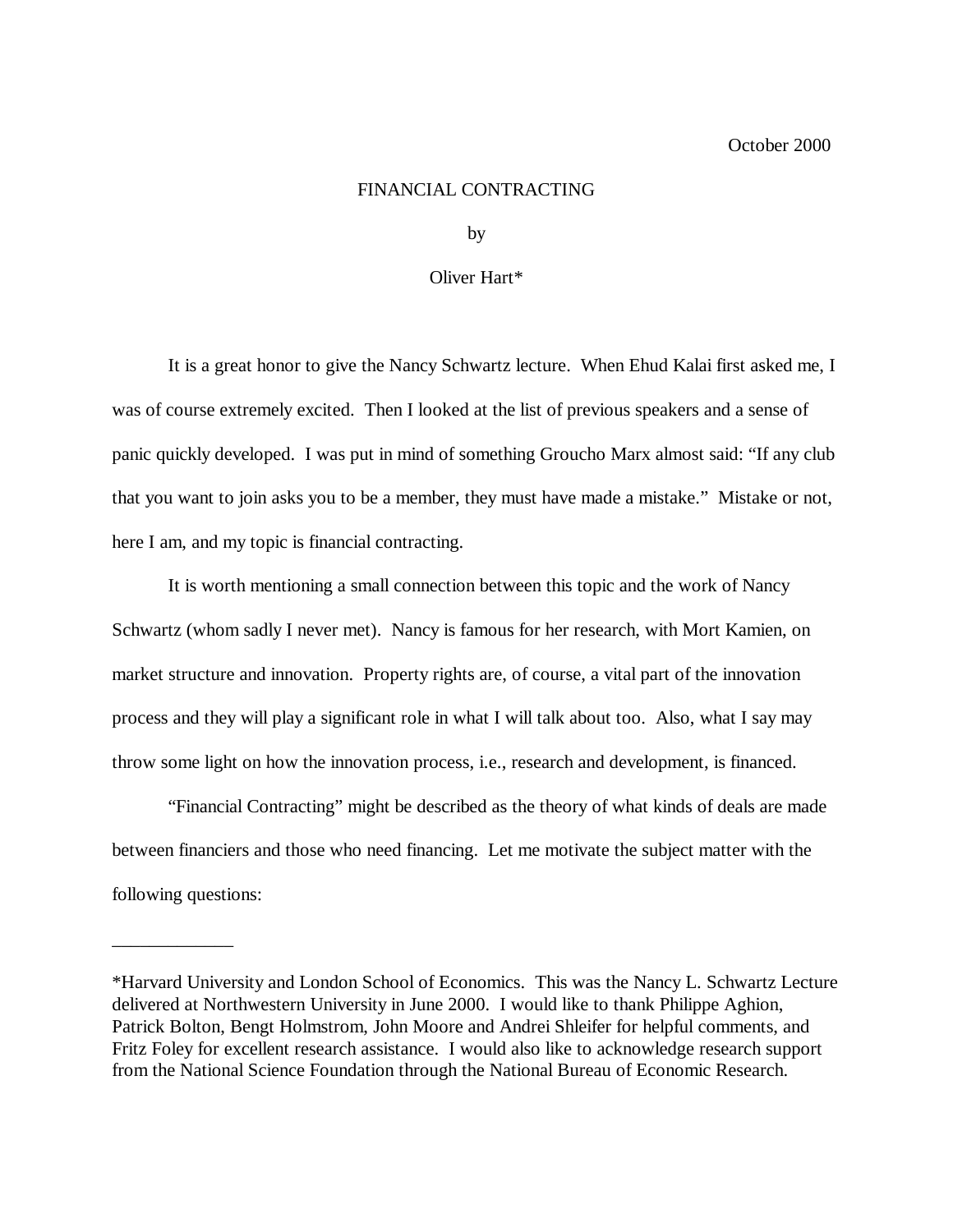October 2000

# FINANCIAL CONTRACTING

by

Oliver Hart*

It is a great honor to give the Nancy Schwartz lecture. When Ehud Kalai first asked me, I was of course extremely excited. Then I looked at the list of previous speakers and a sense of panic quickly developed. I was put in mind of something Groucho Marx almost said: "If any club that you want to join asks you to be a member, they must have made a mistake." Mistake or not, here I am, and my topic is financial contracting.

It is worth mentioning a small connection between this topic and the work of Nancy Schwartz (whom sadly I never met). Nancy is famous for her research, with Mort Kamien, on market structure and innovation. Property rights are, of course, a vital part of the innovation process and they will play a significant role in what I will talk about too. Also, what I say may throw some light on how the innovation process, i.e., research and development, is financed.

"Financial Contracting" might be described as the theory of what kinds of deals are made between financiers and those who need financing. Let me motivate the subject matter with the following questions:

---

*Harvard University and London School of Economics. This was the Nancy L. Schwartz Lecture delivered at Northwestern University in June 2000. I would like to thank Philippe Aghion, Patrick Bolton, Bengt Holmstrom, John Moore and Andrei Shleifer for helpful comments, and Fritz Foley for excellent research assistance. I would also like to acknowledge research support from the National Science Foundation through the National Bureau of Economic Research.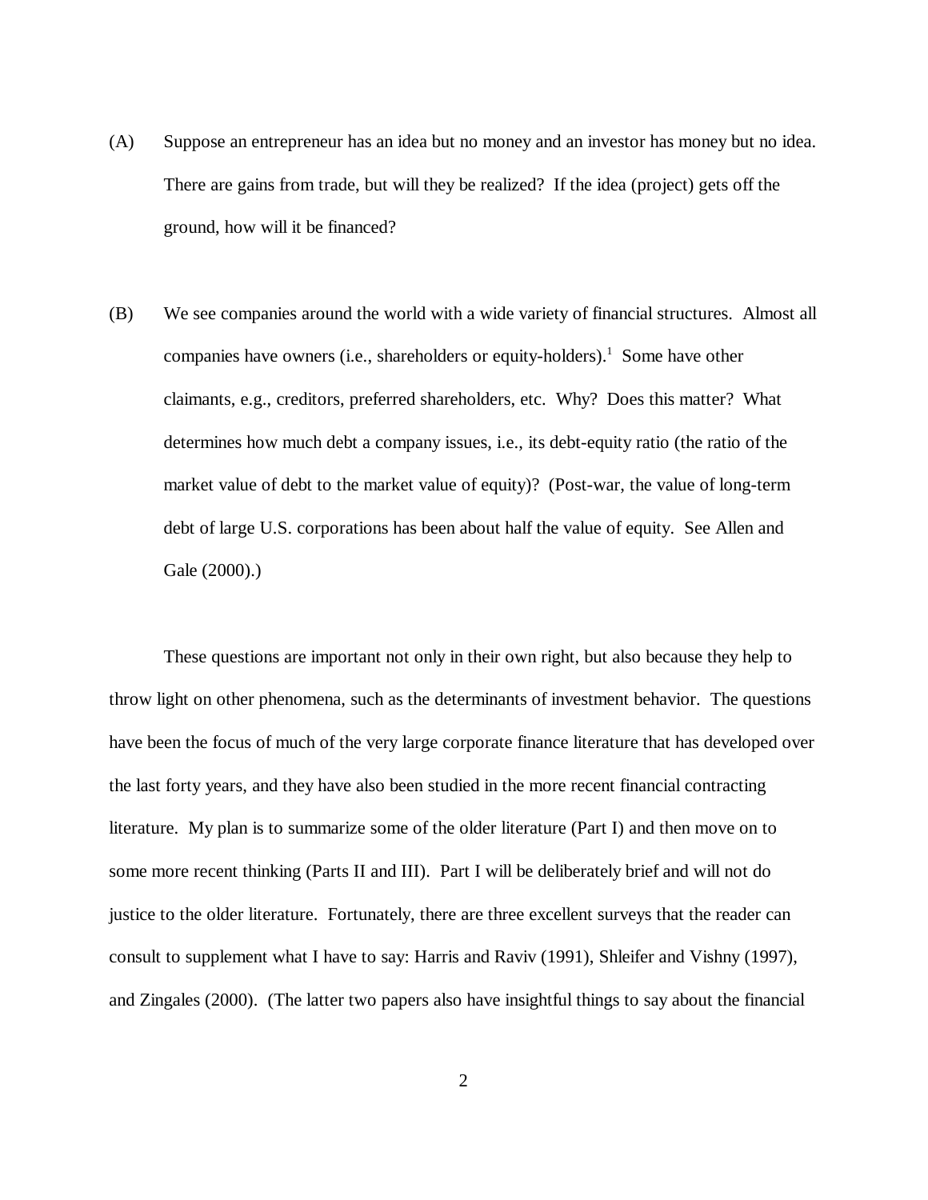(A) Suppose an entrepreneur has an idea but no money and an investor has money but no idea. There are gains from trade, but will they be realized? If the idea (project) gets off the ground, how will it be financed?

(B) We see companies around the world with a wide variety of financial structures. Almost all companies have owners (i.e., shareholders or equity-holders).[1] Some have other claimants, e.g., creditors, preferred shareholders, etc. Why? Does this matter? What determines how much debt a company issues, i.e., its debt-equity ratio (the ratio of the market value of debt to the market value of equity)? (Post-war, the value of long-term debt of large U.S. corporations has been about half the value of equity. See Allen and Gale (2000).)

These questions are important not only in their own right, but also because they help to throw light on other phenomena, such as the determinants of investment behavior. The questions have been the focus of much of the very large corporate finance literature that has developed over the last forty years, and they have also been studied in the more recent financial contracting literature. My plan is to summarize some of the older literature (Part I) and then move on to some more recent thinking (Parts II and III). Part I will be deliberately brief and will not do justice to the older literature. Fortunately, there are three excellent surveys that the reader can consult to supplement what I have to say: Harris and Raviv (1991), Shleifer and Vishny (1997), and Zingales (2000). (The latter two papers also have insightful things to say about the financial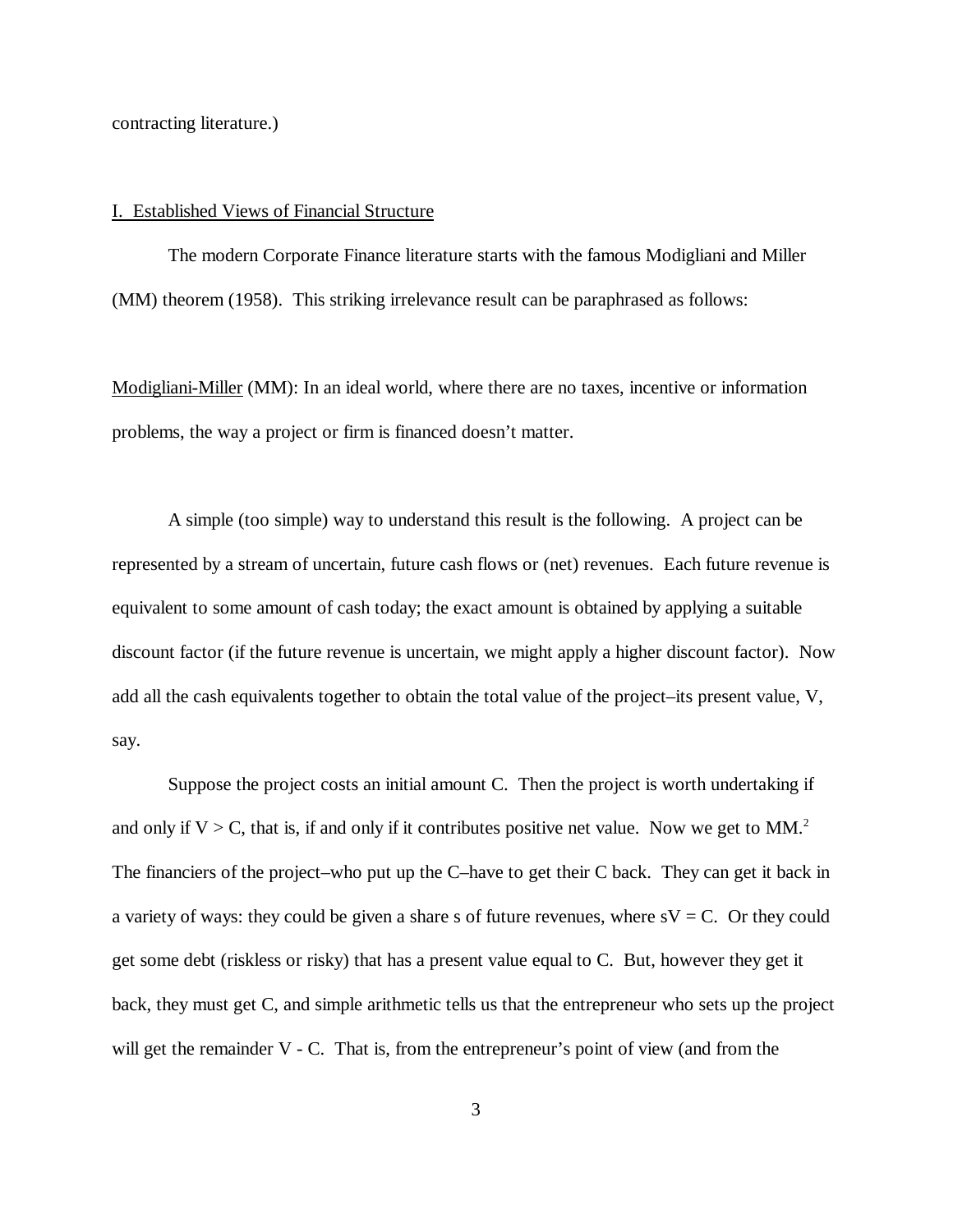contracting literature.)

## I. Established Views of Financial Structure

The modern Corporate Finance literature starts with the famous Modigliani and Miller (MM) theorem (1958). This striking irrelevance result can be paraphrased as follows:

Modigliani-Miller (MM): In an ideal world, where there are no taxes, incentive or information problems, the way a project or firm is financed doesn't matter.

A simple (too simple) way to understand this result is the following. A project can be represented by a stream of uncertain, future cash flows or (net) revenues. Each future revenue is equivalent to some amount of cash today; the exact amount is obtained by applying a suitable discount factor (if the future revenue is uncertain, we might apply a higher discount factor). Now add all the cash equivalents together to obtain the total value of the project–its present value, $V$, say.

Suppose the project costs an initial amount $C$. Then the project is worth undertaking if and only if $V > C$, that is, if and only if it contributes positive net value. Now we get to MM.[2] The financiers of the project–who put up the $C$–have to get their $C$ back. They can get it back in a variety of ways: they could be given a share $s$ of future revenues, where $sV = C$. Or they could get some debt (riskless or risky) that has a present value equal to $C$. But, however they get it back, they must get $C$, and simple arithmetic tells us that the entrepreneur who sets up the project will get the remainder $V - C$. That is, from the entrepreneur's point of view (and from the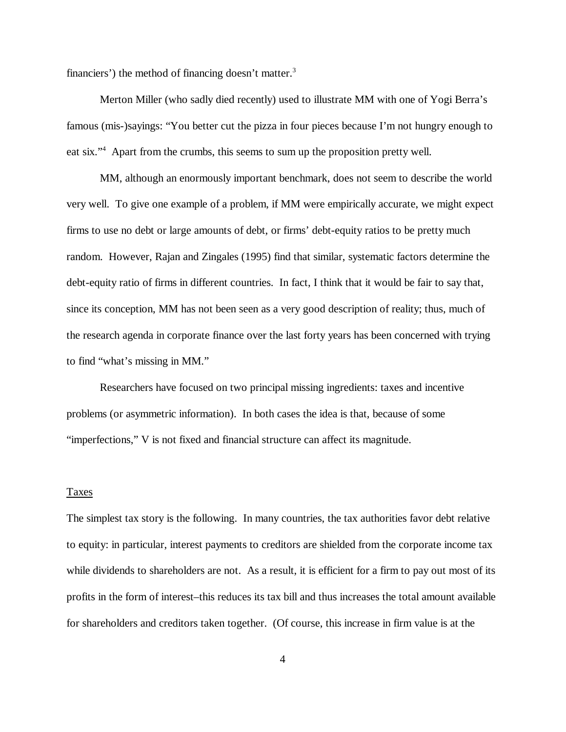financiers') the method of financing doesn't matter.[3]

Merton Miller (who sadly died recently) used to illustrate MM with one of Yogi Berra's famous (mis-)sayings: "You better cut the pizza in four pieces because I'm not hungry enough to eat six."[4] Apart from the crumbs, this seems to sum up the proposition pretty well.

MM, although an enormously important benchmark, does not seem to describe the world very well. To give one example of a problem, if MM were empirically accurate, we might expect firms to use no debt or large amounts of debt, or firms' debt-equity ratios to be pretty much random. However, Rajan and Zingales (1995) find that similar, systematic factors determine the debt-equity ratio of firms in different countries. In fact, I think that it would be fair to say that, since its conception, MM has not been seen as a very good description of reality; thus, much of the research agenda in corporate finance over the last forty years has been concerned with trying to find "what's missing in MM."

Researchers have focused on two principal missing ingredients: taxes and incentive problems (or asymmetric information). In both cases the idea is that, because of some "imperfections," V is not fixed and financial structure can affect its magnitude.

## Taxes

The simplest tax story is the following. In many countries, the tax authorities favor debt relative to equity: in particular, interest payments to creditors are shielded from the corporate income tax while dividends to shareholders are not. As a result, it is efficient for a firm to pay out most of its profits in the form of interest–this reduces its tax bill and thus increases the total amount available for shareholders and creditors taken together. (Of course, this increase in firm value is at the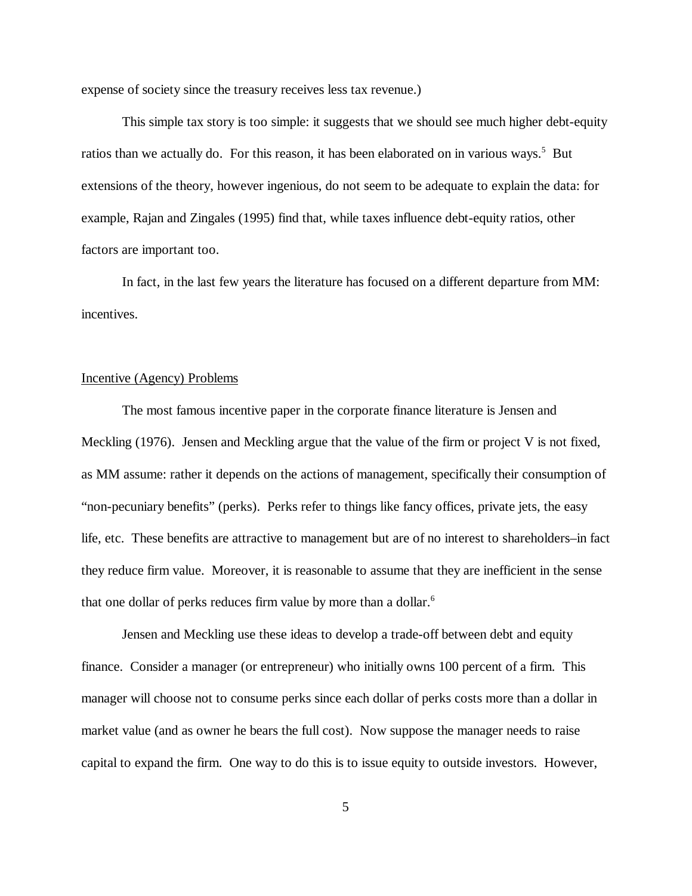expense of society since the treasury receives less tax revenue.)

This simple tax story is too simple: it suggests that we should see much higher debt-equity ratios than we actually do. For this reason, it has been elaborated on in various ways.[5] But extensions of the theory, however ingenious, do not seem to be adequate to explain the data: for example, Rajan and Zingales (1995) find that, while taxes influence debt-equity ratios, other factors are important too.

In fact, in the last few years the literature has focused on a different departure from MM: incentives.

## Incentive (Agency) Problems

The most famous incentive paper in the corporate finance literature is Jensen and Meckling (1976). Jensen and Meckling argue that the value of the firm or project V is not fixed, as MM assume: rather it depends on the actions of management, specifically their consumption of "non-pecuniary benefits" (perks). Perks refer to things like fancy offices, private jets, the easy life, etc. These benefits are attractive to management but are of no interest to shareholders–in fact they reduce firm value. Moreover, it is reasonable to assume that they are inefficient in the sense that one dollar of perks reduces firm value by more than a dollar.[6]

Jensen and Meckling use these ideas to develop a trade-off between debt and equity finance. Consider a manager (or entrepreneur) who initially owns 100 percent of a firm. This manager will choose not to consume perks since each dollar of perks costs more than a dollar in market value (and as owner he bears the full cost). Now suppose the manager needs to raise capital to expand the firm. One way to do this is to issue equity to outside investors. However,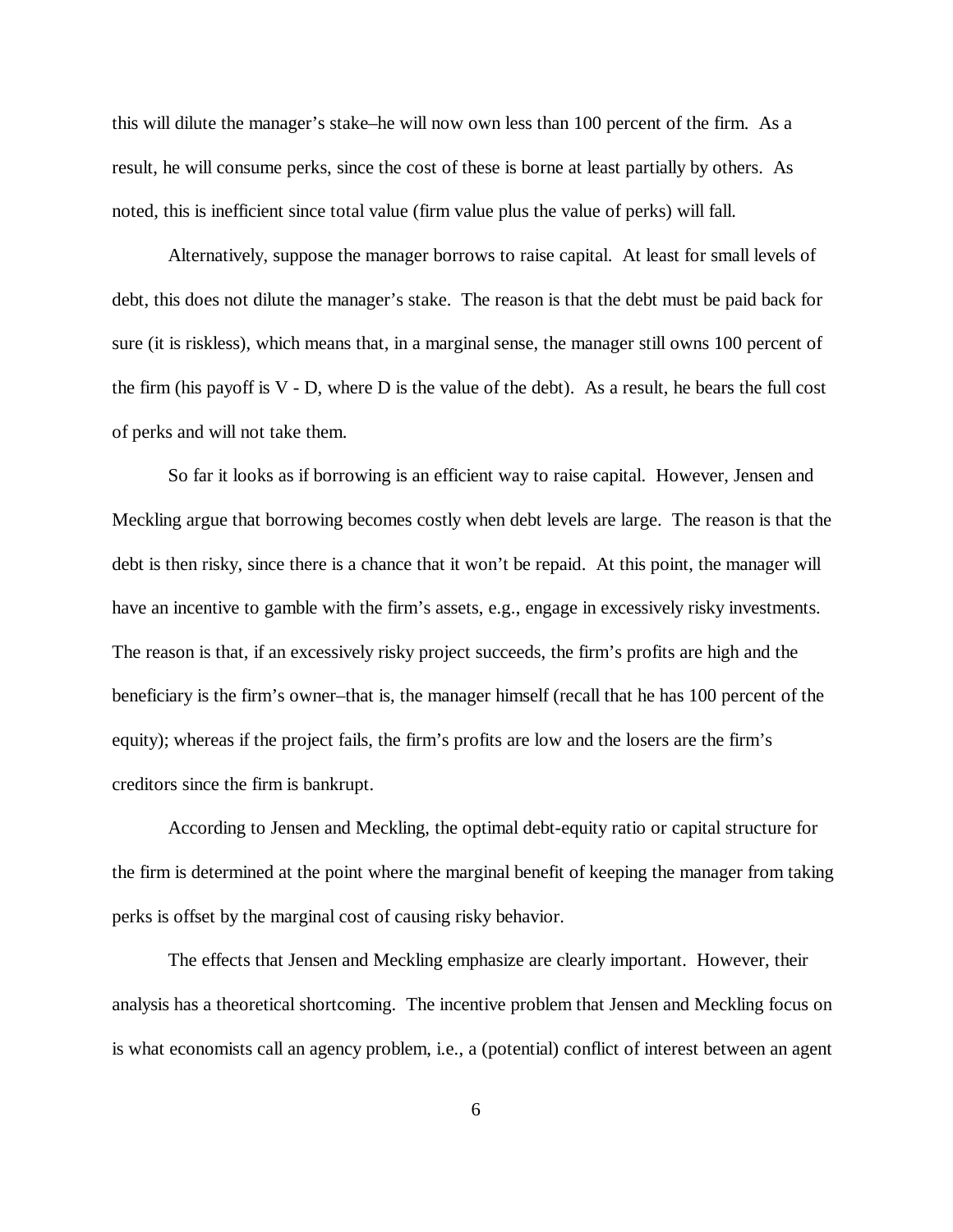this will dilute the manager's stake–he will now own less than 100 percent of the firm. As a result, he will consume perks, since the cost of these is borne at least partially by others. As noted, this is inefficient since total value (firm value plus the value of perks) will fall.

Alternatively, suppose the manager borrows to raise capital. At least for small levels of debt, this does not dilute the manager's stake. The reason is that the debt must be paid back for sure (it is riskless), which means that, in a marginal sense, the manager still owns 100 percent of the firm (his payoff is $V - D$, where $D$ is the value of the debt). As a result, he bears the full cost of perks and will not take them.

So far it looks as if borrowing is an efficient way to raise capital. However, Jensen and Meckling argue that borrowing becomes costly when debt levels are large. The reason is that the debt is then risky, since there is a chance that it won't be repaid. At this point, the manager will have an incentive to gamble with the firm's assets, e.g., engage in excessively risky investments. The reason is that, if an excessively risky project succeeds, the firm's profits are high and the beneficiary is the firm's owner–that is, the manager himself (recall that he has 100 percent of the equity); whereas if the project fails, the firm's profits are low and the losers are the firm's creditors since the firm is bankrupt.

According to Jensen and Meckling, the optimal debt-equity ratio or capital structure for the firm is determined at the point where the marginal benefit of keeping the manager from taking perks is offset by the marginal cost of causing risky behavior.

The effects that Jensen and Meckling emphasize are clearly important. However, their analysis has a theoretical shortcoming. The incentive problem that Jensen and Meckling focus on is what economists call an agency problem, i.e., a (potential) conflict of interest between an agent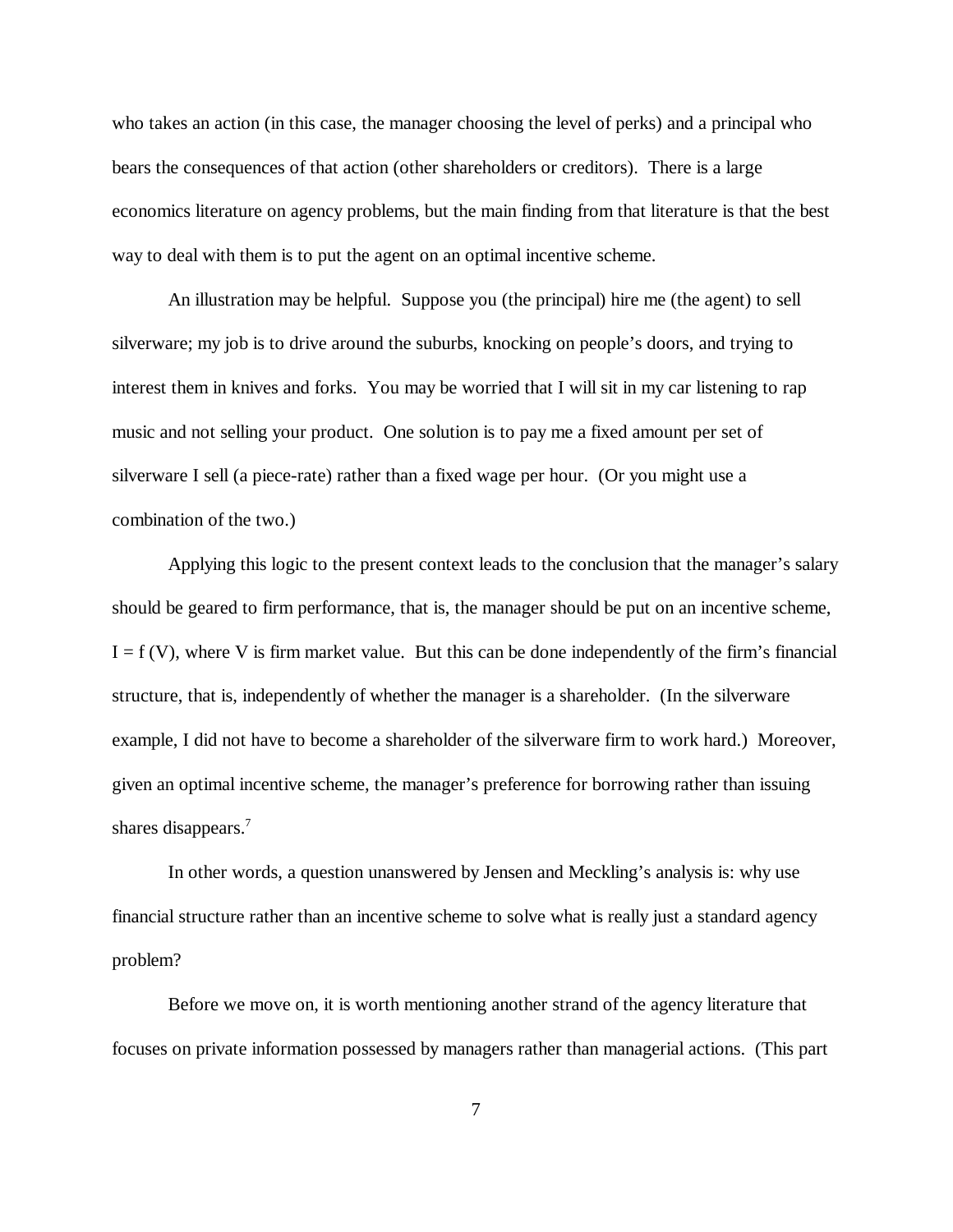who takes an action (in this case, the manager choosing the level of perks) and a principal who bears the consequences of that action (other shareholders or creditors). There is a large economics literature on agency problems, but the main finding from that literature is that the best way to deal with them is to put the agent on an optimal incentive scheme.

An illustration may be helpful. Suppose you (the principal) hire me (the agent) to sell silverware; my job is to drive around the suburbs, knocking on people's doors, and trying to interest them in knives and forks. You may be worried that I will sit in my car listening to rap music and not selling your product. One solution is to pay me a fixed amount per set of silverware I sell (a piece-rate) rather than a fixed wage per hour. (Or you might use a combination of the two.)

Applying this logic to the present context leads to the conclusion that the manager's salary should be geared to firm performance, that is, the manager should be put on an incentive scheme, $I = f(V)$, where V is firm market value. But this can be done independently of the firm's financial structure, that is, independently of whether the manager is a shareholder. (In the silverware example, I did not have to become a shareholder of the silverware firm to work hard.) Moreover, given an optimal incentive scheme, the manager's preference for borrowing rather than issuing shares disappears.[7]

In other words, a question unanswered by Jensen and Meckling's analysis is: why use financial structure rather than an incentive scheme to solve what is really just a standard agency problem?

Before we move on, it is worth mentioning another strand of the agency literature that focuses on private information possessed by managers rather than managerial actions. (This part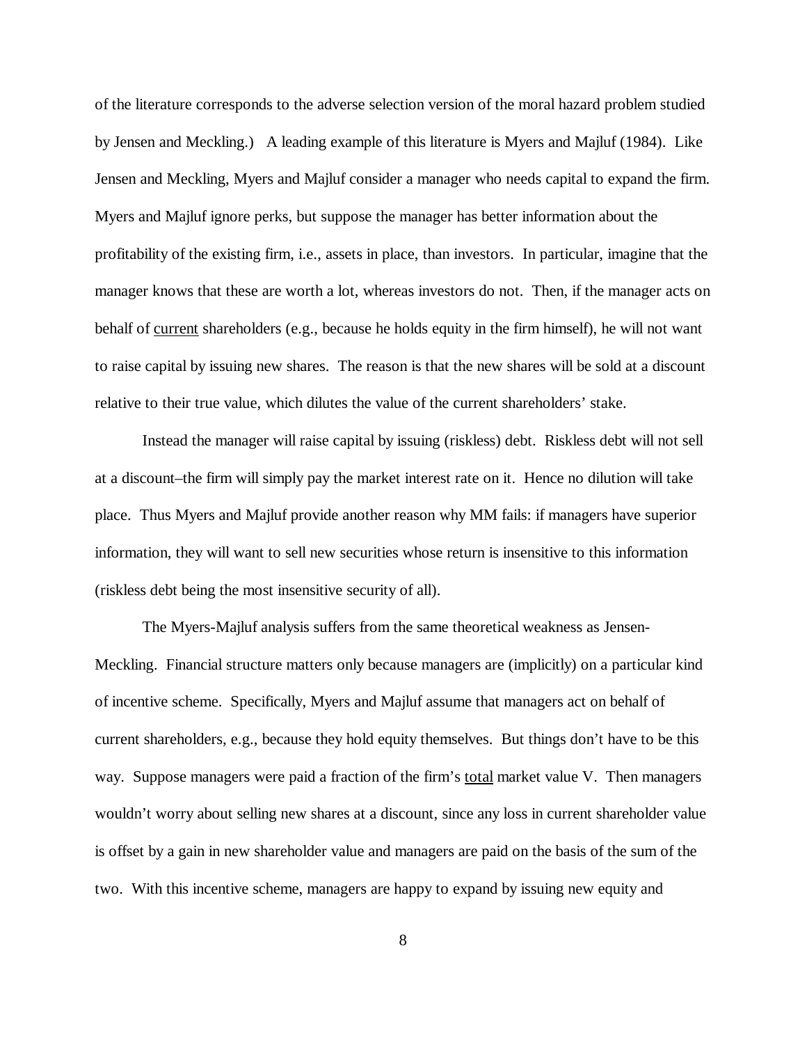of the literature corresponds to the adverse selection version of the moral hazard problem studied by Jensen and Meckling.) A leading example of this literature is Myers and Majluf (1984). Like Jensen and Meckling, Myers and Majluf consider a manager who needs capital to expand the firm. Myers and Majluf ignore perks, but suppose the manager has better information about the profitability of the existing firm, i.e., assets in place, than investors. In particular, imagine that the manager knows that these are worth a lot, whereas investors do not. Then, if the manager acts on behalf of <u>current</u> shareholders (e.g., because he holds equity in the firm himself), he will not want to raise capital by issuing new shares. The reason is that the new shares will be sold at a discount relative to their true value, which dilutes the value of the current shareholders' stake.

Instead the manager will raise capital by issuing (riskless) debt. Riskless debt will not sell at a discount–the firm will simply pay the market interest rate on it. Hence no dilution will take place. Thus Myers and Majluf provide another reason why MM fails: if managers have superior information, they will want to sell new securities whose return is insensitive to this information (riskless debt being the most insensitive security of all).

The Myers-Majluf analysis suffers from the same theoretical weakness as Jensen-Meckling. Financial structure matters only because managers are (implicitly) on a particular kind of incentive scheme. Specifically, Myers and Majluf assume that managers act on behalf of current shareholders, e.g., because they hold equity themselves. But things don't have to be this way. Suppose managers were paid a fraction of the firm's <u>total</u> market value V. Then managers wouldn't worry about selling new shares at a discount, since any loss in current shareholder value is offset by a gain in new shareholder value and managers are paid on the basis of the sum of the two. With this incentive scheme, managers are happy to expand by issuing new equity and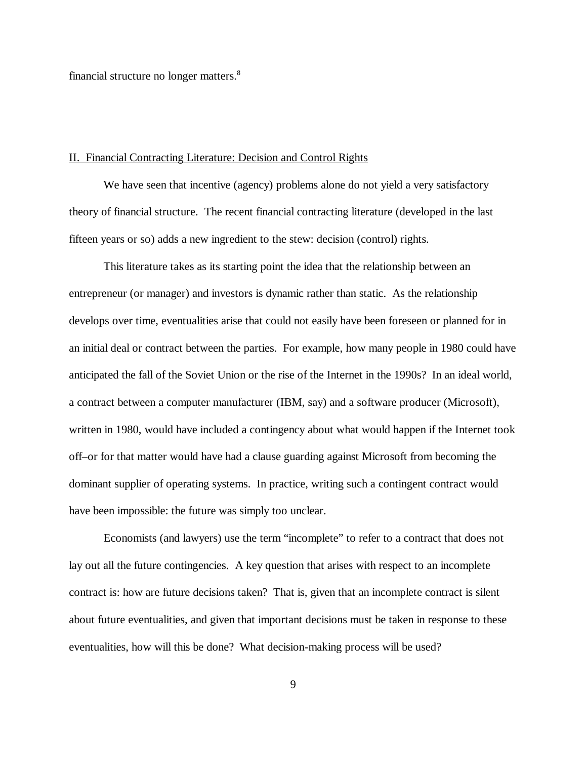financial structure no longer matters.[8]

## II. Financial Contracting Literature: Decision and Control Rights

We have seen that incentive (agency) problems alone do not yield a very satisfactory theory of financial structure. The recent financial contracting literature (developed in the last fifteen years or so) adds a new ingredient to the stew: decision (control) rights.

This literature takes as its starting point the idea that the relationship between an entrepreneur (or manager) and investors is dynamic rather than static. As the relationship develops over time, eventualities arise that could not easily have been foreseen or planned for in an initial deal or contract between the parties. For example, how many people in 1980 could have anticipated the fall of the Soviet Union or the rise of the Internet in the 1990s? In an ideal world, a contract between a computer manufacturer (IBM, say) and a software producer (Microsoft), written in 1980, would have included a contingency about what would happen if the Internet took off–or for that matter would have had a clause guarding against Microsoft from becoming the dominant supplier of operating systems. In practice, writing such a contingent contract would have been impossible: the future was simply too unclear.

Economists (and lawyers) use the term "incomplete" to refer to a contract that does not lay out all the future contingencies. A key question that arises with respect to an incomplete contract is: how are future decisions taken? That is, given that an incomplete contract is silent about future eventualities, and given that important decisions must be taken in response to these eventualities, how will this be done? What decision-making process will be used?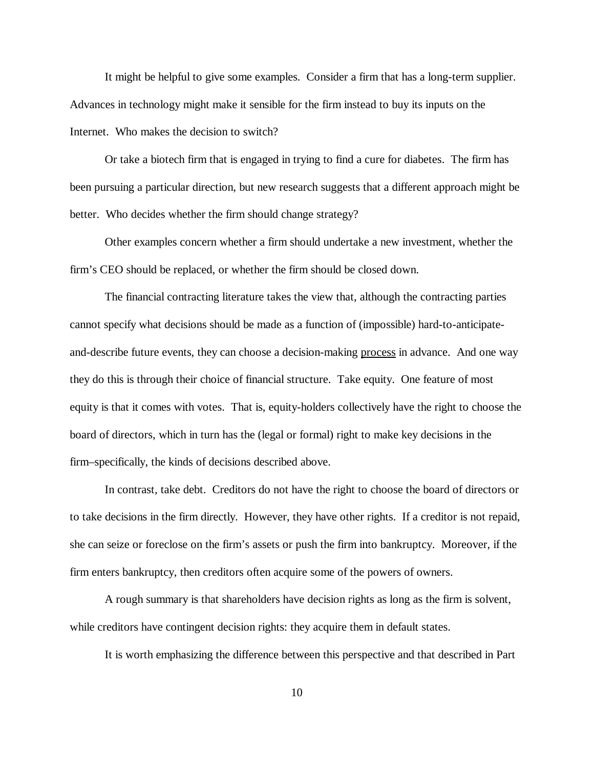It might be helpful to give some examples. Consider a firm that has a long-term supplier. Advances in technology might make it sensible for the firm instead to buy its inputs on the Internet. Who makes the decision to switch?

Or take a biotech firm that is engaged in trying to find a cure for diabetes. The firm has been pursuing a particular direction, but new research suggests that a different approach might be better. Who decides whether the firm should change strategy?

Other examples concern whether a firm should undertake a new investment, whether the firm's CEO should be replaced, or whether the firm should be closed down.

The financial contracting literature takes the view that, although the contracting parties cannot specify what decisions should be made as a function of (impossible) hard-to-anticipate-and-describe future events, they can choose a decision-making <u>process</u> in advance. And one way they do this is through their choice of financial structure. Take equity. One feature of most equity is that it comes with votes. That is, equity-holders collectively have the right to choose the board of directors, which in turn has the (legal or formal) right to make key decisions in the firm–specifically, the kinds of decisions described above.

In contrast, take debt. Creditors do not have the right to choose the board of directors or to take decisions in the firm directly. However, they have other rights. If a creditor is not repaid, she can seize or foreclose on the firm's assets or push the firm into bankruptcy. Moreover, if the firm enters bankruptcy, then creditors often acquire some of the powers of owners.

A rough summary is that shareholders have decision rights as long as the firm is solvent, while creditors have contingent decision rights: they acquire them in default states.

It is worth emphasizing the difference between this perspective and that described in Part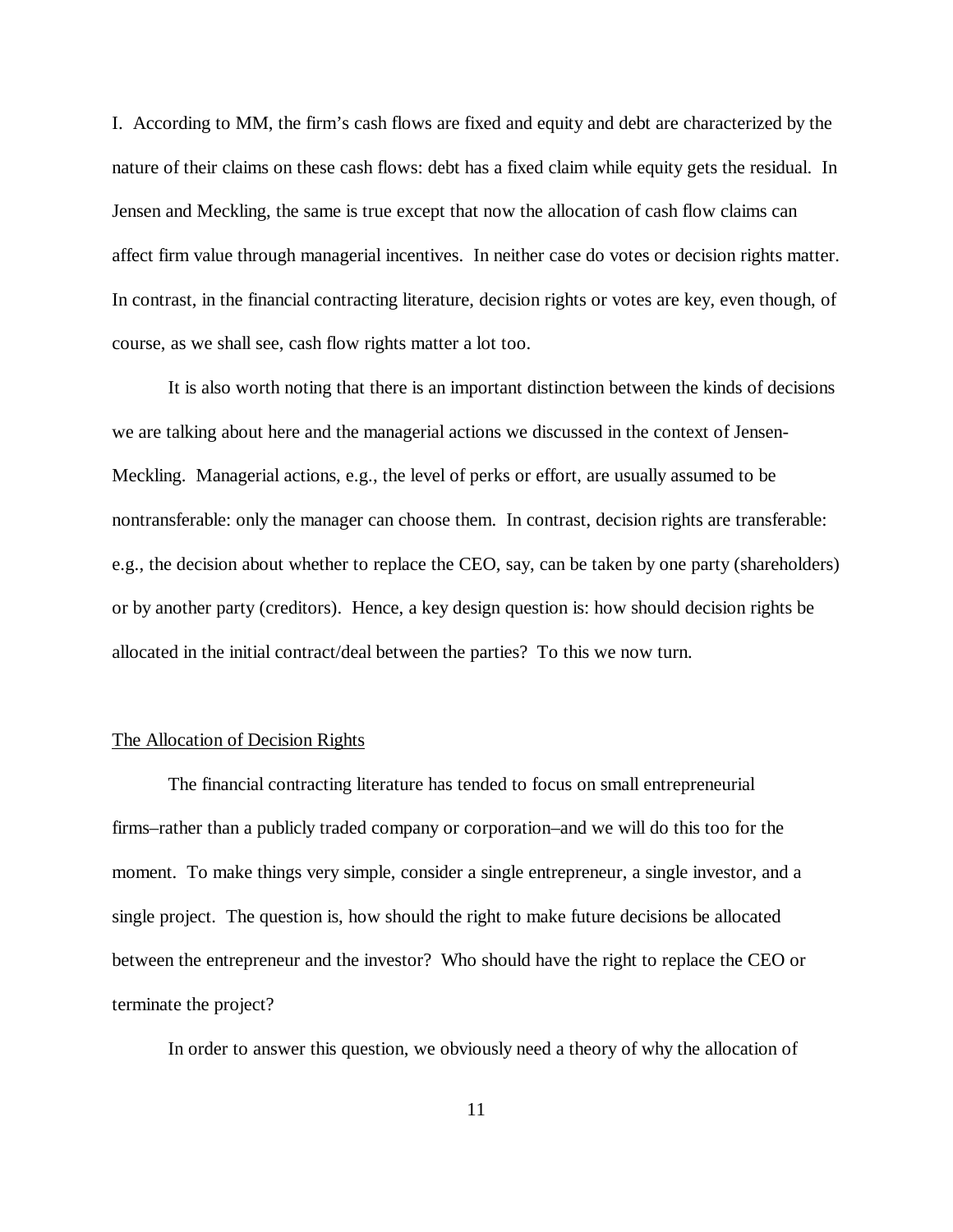I. According to MM, the firm's cash flows are fixed and equity and debt are characterized by the nature of their claims on these cash flows: debt has a fixed claim while equity gets the residual. In Jensen and Meckling, the same is true except that now the allocation of cash flow claims can affect firm value through managerial incentives. In neither case do votes or decision rights matter. In contrast, in the financial contracting literature, decision rights or votes are key, even though, of course, as we shall see, cash flow rights matter a lot too.

It is also worth noting that there is an important distinction between the kinds of decisions we are talking about here and the managerial actions we discussed in the context of Jensen-Meckling. Managerial actions, e.g., the level of perks or effort, are usually assumed to be nontransferable: only the manager can choose them. In contrast, decision rights are transferable: e.g., the decision about whether to replace the CEO, say, can be taken by one party (shareholders) or by another party (creditors). Hence, a key design question is: how should decision rights be allocated in the initial contract/deal between the parties? To this we now turn.

## The Allocation of Decision Rights

The financial contracting literature has tended to focus on small entrepreneurial firms–rather than a publicly traded company or corporation–and we will do this too for the moment. To make things very simple, consider a single entrepreneur, a single investor, and a single project. The question is, how should the right to make future decisions be allocated between the entrepreneur and the investor? Who should have the right to replace the CEO or terminate the project?

In order to answer this question, we obviously need a theory of why the allocation of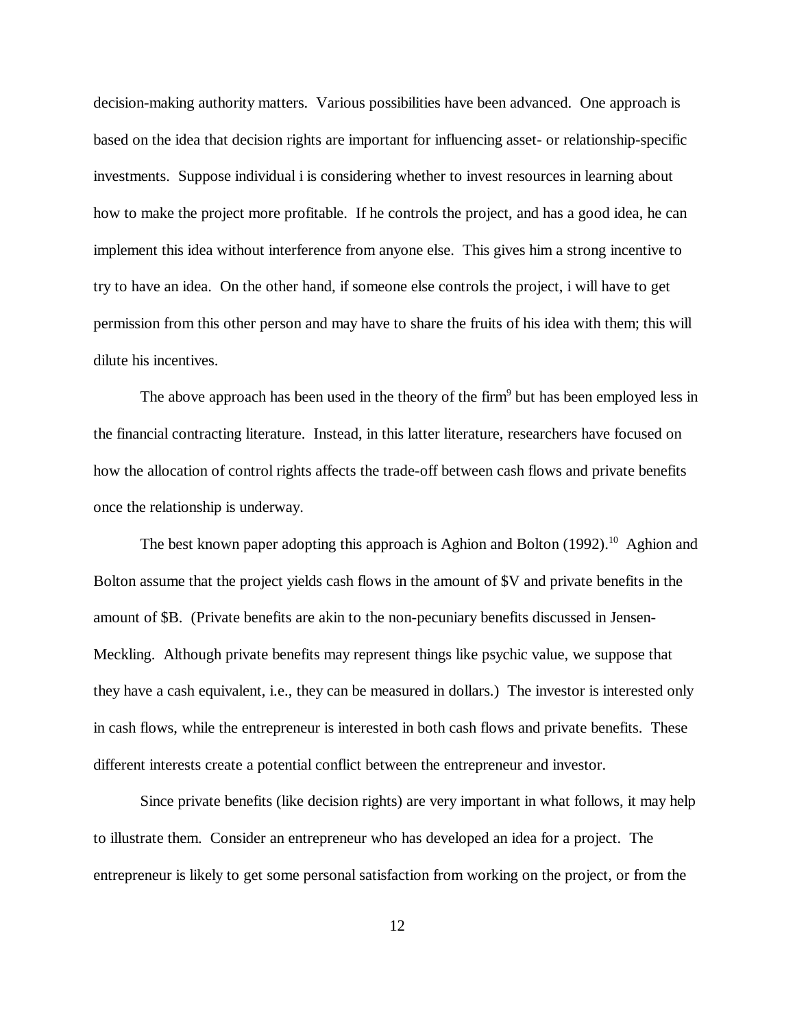decision-making authority matters. Various possibilities have been advanced. One approach is based on the idea that decision rights are important for influencing asset- or relationship-specific investments. Suppose individual i is considering whether to invest resources in learning about how to make the project more profitable. If he controls the project, and has a good idea, he can implement this idea without interference from anyone else. This gives him a strong incentive to try to have an idea. On the other hand, if someone else controls the project, i will have to get permission from this other person and may have to share the fruits of his idea with them; this will dilute his incentives.

The above approach has been used in the theory of the firm[9] but has been employed less in the financial contracting literature. Instead, in this latter literature, researchers have focused on how the allocation of control rights affects the trade-off between cash flows and private benefits once the relationship is underway.

The best known paper adopting this approach is Aghion and Bolton (1992).[10] Aghion and Bolton assume that the project yields cash flows in the amount of $V and private benefits in the amount of $B. (Private benefits are akin to the non-pecuniary benefits discussed in Jensen-Meckling. Although private benefits may represent things like psychic value, we suppose that they have a cash equivalent, i.e., they can be measured in dollars.) The investor is interested only in cash flows, while the entrepreneur is interested in both cash flows and private benefits. These different interests create a potential conflict between the entrepreneur and investor.

Since private benefits (like decision rights) are very important in what follows, it may help to illustrate them. Consider an entrepreneur who has developed an idea for a project. The entrepreneur is likely to get some personal satisfaction from working on the project, or from the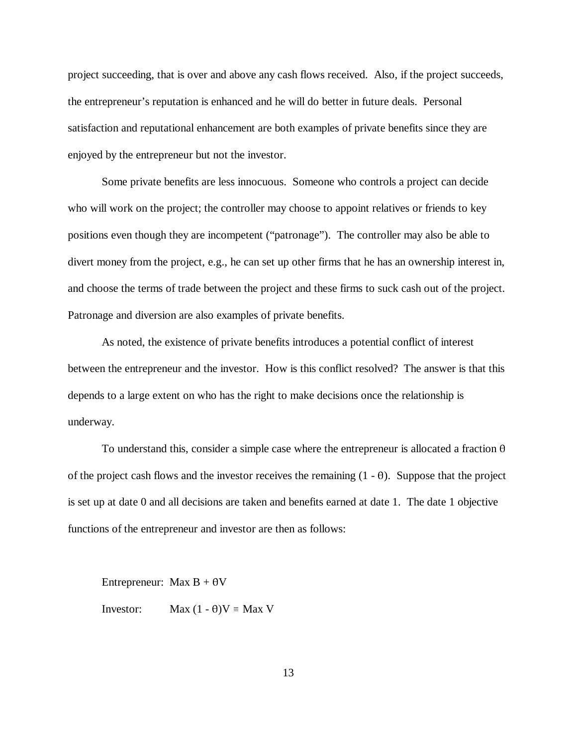project succeeding, that is over and above any cash flows received. Also, if the project succeeds, the entrepreneur's reputation is enhanced and he will do better in future deals. Personal satisfaction and reputational enhancement are both examples of private benefits since they are enjoyed by the entrepreneur but not the investor.

Some private benefits are less innocuous. Someone who controls a project can decide who will work on the project; the controller may choose to appoint relatives or friends to key positions even though they are incompetent ("patronage"). The controller may also be able to divert money from the project, e.g., he can set up other firms that he has an ownership interest in, and choose the terms of trade between the project and these firms to suck cash out of the project. Patronage and diversion are also examples of private benefits.

As noted, the existence of private benefits introduces a potential conflict of interest between the entrepreneur and the investor. How is this conflict resolved? The answer is that this depends to a large extent on who has the right to make decisions once the relationship is underway.

To understand this, consider a simple case where the entrepreneur is allocated a fraction $\theta$ of the project cash flows and the investor receives the remaining $(1 - \theta)$. Suppose that the project is set up at date 0 and all decisions are taken and benefits earned at date 1. The date 1 objective functions of the entrepreneur and investor are then as follows:

Entrepreneur: $\text{Max } B + \theta V$

Investor: $\text{Max } (1 - \theta)V \equiv \text{Max } V$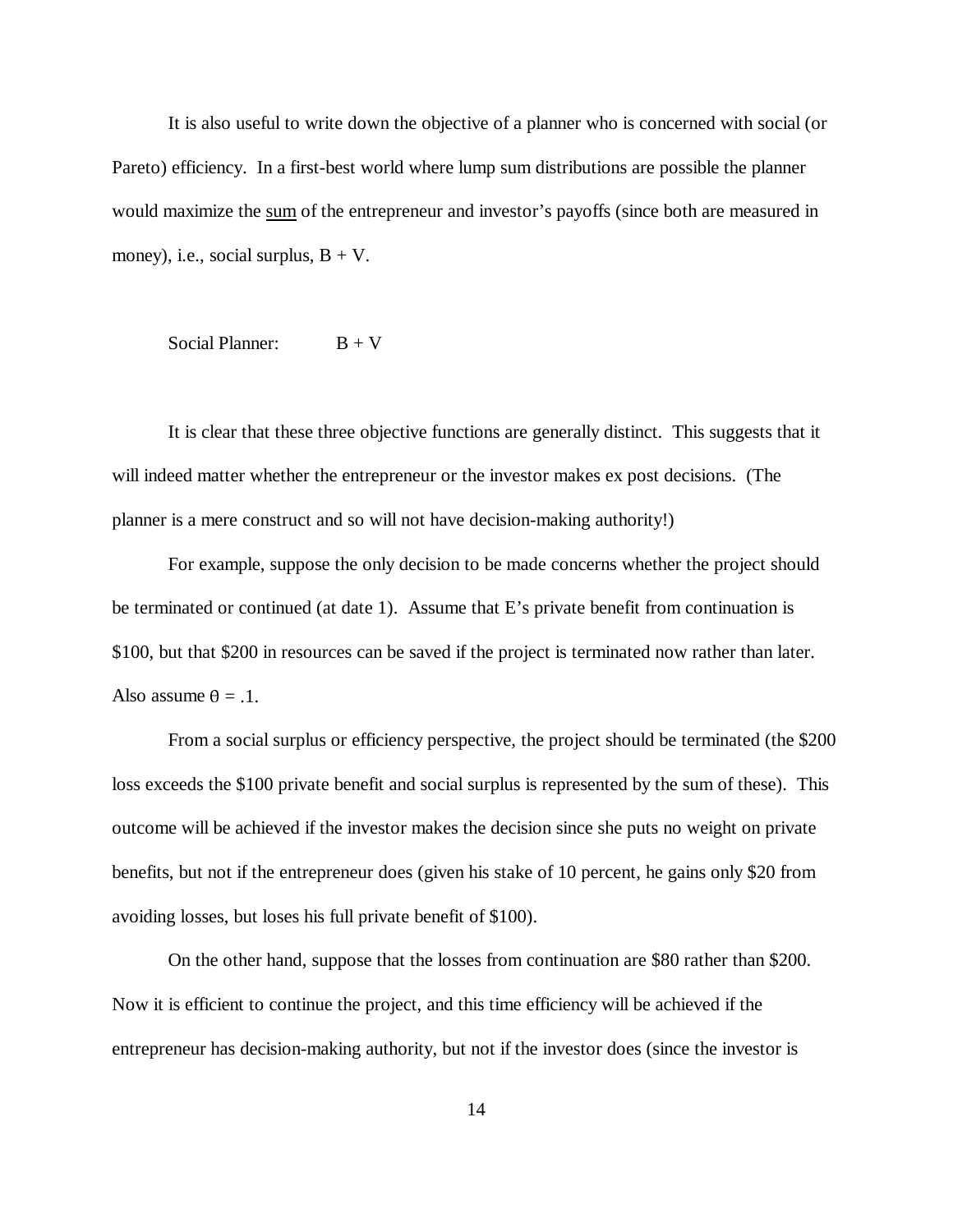It is also useful to write down the objective of a planner who is concerned with social (or Pareto) efficiency. In a first-best world where lump sum distributions are possible the planner would maximize the sum of the entrepreneur and investor's payoffs (since both are measured in money), i.e., social surplus, $B + V$.

Social Planner: $B + V$

It is clear that these three objective functions are generally distinct. This suggests that it will indeed matter whether the entrepreneur or the investor makes ex post decisions. (The planner is a mere construct and so will not have decision-making authority!)

For example, suppose the only decision to be made concerns whether the project should be terminated or continued (at date 1). Assume that E's private benefit from continuation is \$100, but that \$200 in resources can be saved if the project is terminated now rather than later. Also assume $\theta = .1$.

From a social surplus or efficiency perspective, the project should be terminated (the \$200 loss exceeds the \$100 private benefit and social surplus is represented by the sum of these). This outcome will be achieved if the investor makes the decision since she puts no weight on private benefits, but not if the entrepreneur does (given his stake of 10 percent, he gains only \$20 from avoiding losses, but loses his full private benefit of \$100).

On the other hand, suppose that the losses from continuation are \$80 rather than \$200. Now it is efficient to continue the project, and this time efficiency will be achieved if the entrepreneur has decision-making authority, but not if the investor does (since the investor is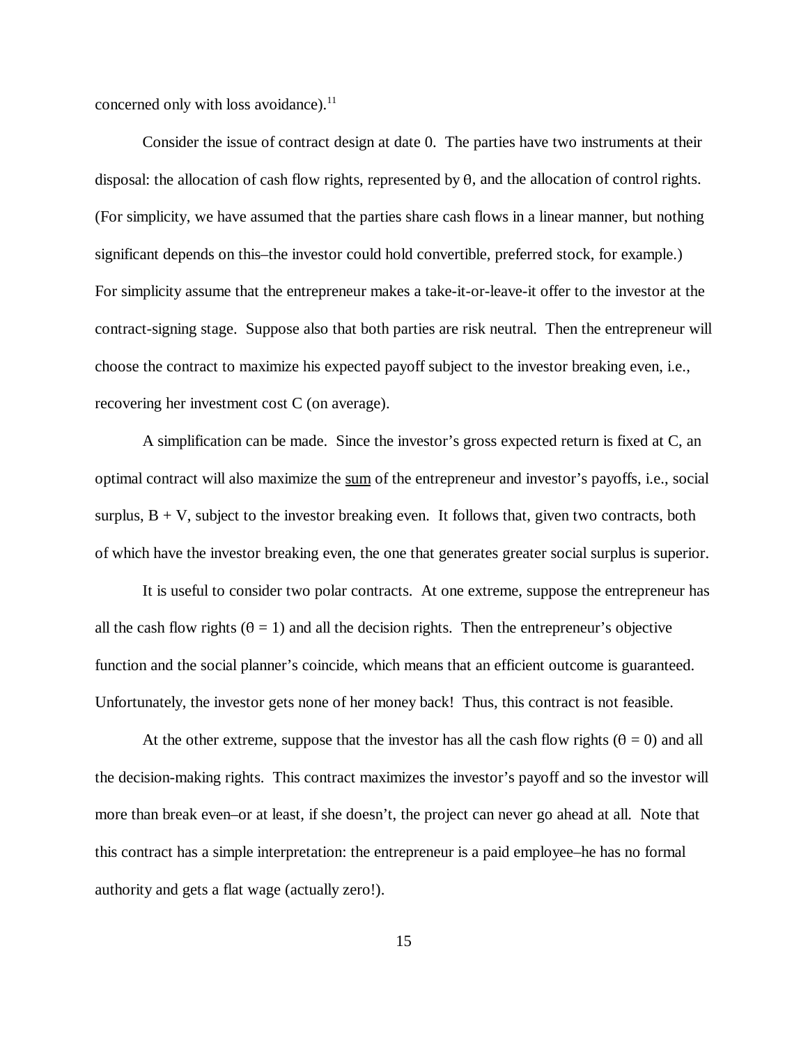concerned only with loss avoidance).[11]

Consider the issue of contract design at date 0. The parties have two instruments at their disposal: the allocation of cash flow rights, represented by $\theta$, and the allocation of control rights. (For simplicity, we have assumed that the parties share cash flows in a linear manner, but nothing significant depends on this–the investor could hold convertible, preferred stock, for example.) For simplicity assume that the entrepreneur makes a take-it-or-leave-it offer to the investor at the contract-signing stage. Suppose also that both parties are risk neutral. Then the entrepreneur will choose the contract to maximize his expected payoff subject to the investor breaking even, i.e., recovering her investment cost C (on average).

A simplification can be made. Since the investor's gross expected return is fixed at C, an optimal contract will also maximize the sum of the entrepreneur and investor's payoffs, i.e., social surplus, $B + V$, subject to the investor breaking even. It follows that, given two contracts, both of which have the investor breaking even, the one that generates greater social surplus is superior.

It is useful to consider two polar contracts. At one extreme, suppose the entrepreneur has all the cash flow rights ($\theta = 1$) and all the decision rights. Then the entrepreneur's objective function and the social planner's coincide, which means that an efficient outcome is guaranteed. Unfortunately, the investor gets none of her money back! Thus, this contract is not feasible.

At the other extreme, suppose that the investor has all the cash flow rights ($\theta = 0$) and all the decision-making rights. This contract maximizes the investor's payoff and so the investor will more than break even–or at least, if she doesn't, the project can never go ahead at all. Note that this contract has a simple interpretation: the entrepreneur is a paid employee–he has no formal authority and gets a flat wage (actually zero!).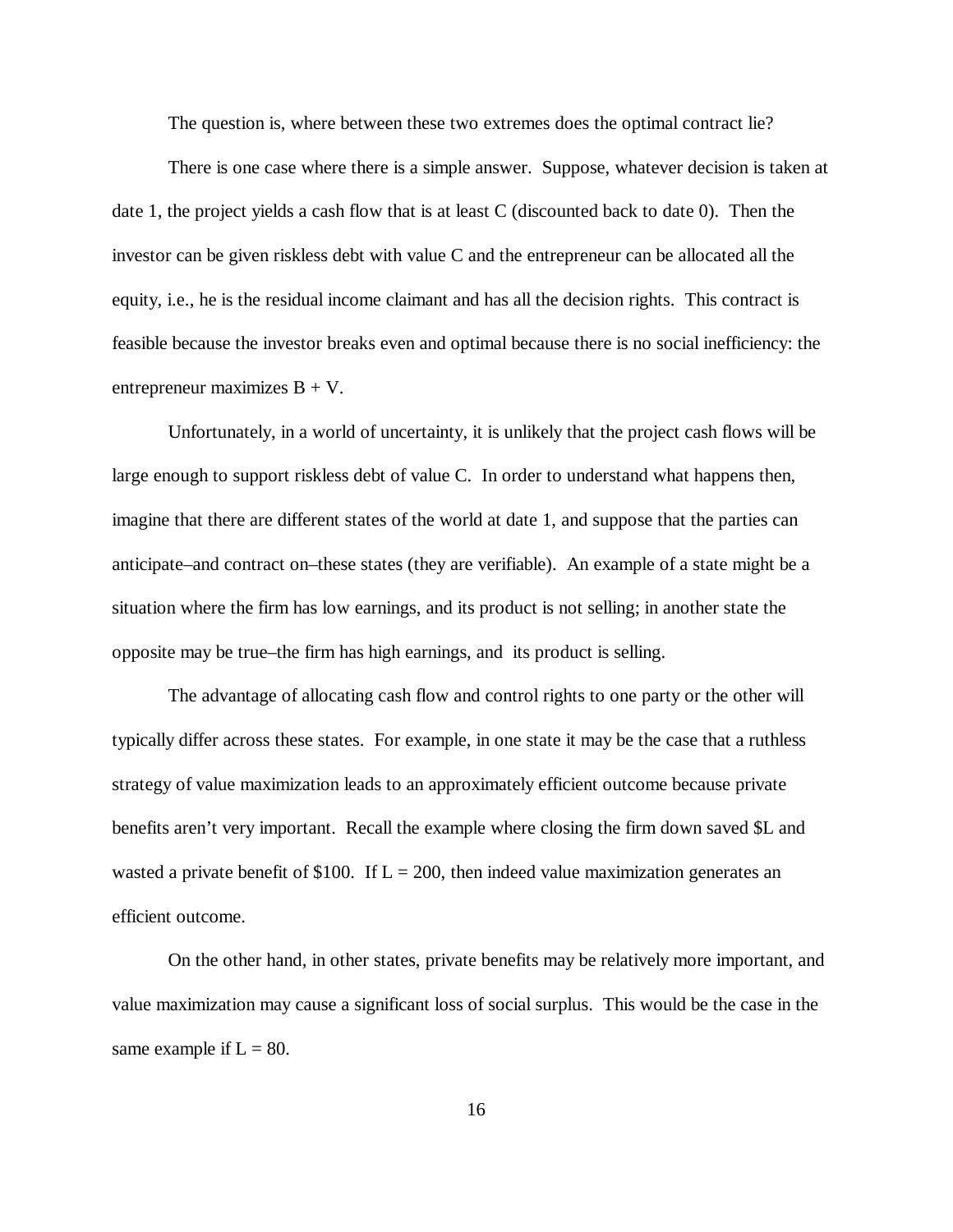The question is, where between these two extremes does the optimal contract lie?

There is one case where there is a simple answer. Suppose, whatever decision is taken at date 1, the project yields a cash flow that is at least C (discounted back to date 0). Then the investor can be given riskless debt with value C and the entrepreneur can be allocated all the equity, i.e., he is the residual income claimant and has all the decision rights. This contract is feasible because the investor breaks even and optimal because there is no social inefficiency: the entrepreneur maximizes $B + V$.

Unfortunately, in a world of uncertainty, it is unlikely that the project cash flows will be large enough to support riskless debt of value C. In order to understand what happens then, imagine that there are different states of the world at date 1, and suppose that the parties can anticipate–and contract on–these states (they are verifiable). An example of a state might be a situation where the firm has low earnings, and its product is not selling; in another state the opposite may be true–the firm has high earnings, and its product is selling.

The advantage of allocating cash flow and control rights to one party or the other will typically differ across these states. For example, in one state it may be the case that a ruthless strategy of value maximization leads to an approximately efficient outcome because private benefits aren't very important. Recall the example where closing the firm down saved \$L and wasted a private benefit of \$100. If $L = 200$, then indeed value maximization generates an efficient outcome.

On the other hand, in other states, private benefits may be relatively more important, and value maximization may cause a significant loss of social surplus. This would be the case in the same example if $L = 80$.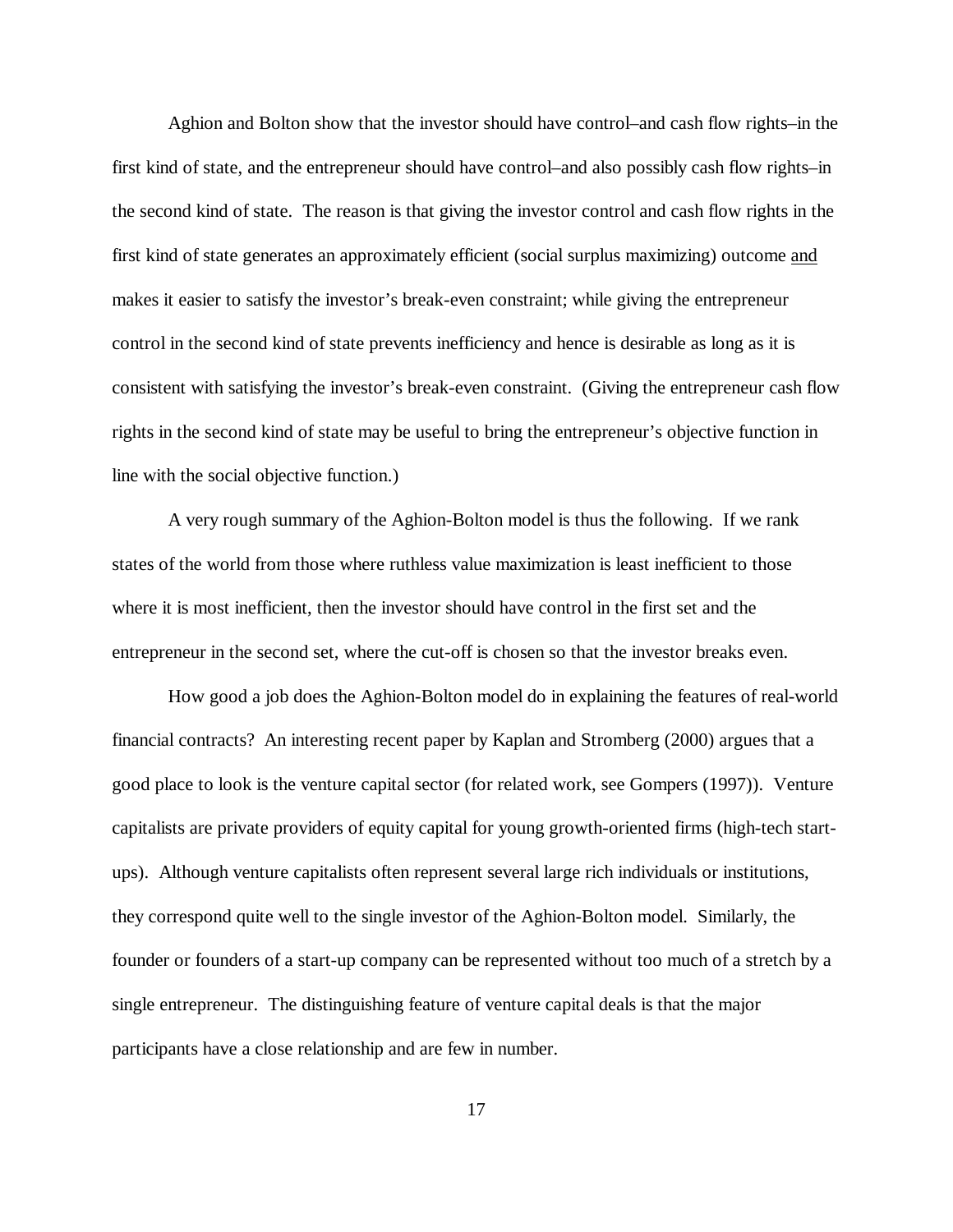Aghion and Bolton show that the investor should have control–and cash flow rights–in the first kind of state, and the entrepreneur should have control–and also possibly cash flow rights–in the second kind of state. The reason is that giving the investor control and cash flow rights in the first kind of state generates an approximately efficient (social surplus maximizing) outcome <u>and</u> makes it easier to satisfy the investor's break-even constraint; while giving the entrepreneur control in the second kind of state prevents inefficiency and hence is desirable as long as it is consistent with satisfying the investor's break-even constraint. (Giving the entrepreneur cash flow rights in the second kind of state may be useful to bring the entrepreneur's objective function in line with the social objective function.)

A very rough summary of the Aghion-Bolton model is thus the following. If we rank states of the world from those where ruthless value maximization is least inefficient to those where it is most inefficient, then the investor should have control in the first set and the entrepreneur in the second set, where the cut-off is chosen so that the investor breaks even.

How good a job does the Aghion-Bolton model do in explaining the features of real-world financial contracts? An interesting recent paper by Kaplan and Stromberg (2000) argues that a good place to look is the venture capital sector (for related work, see Gompers (1997)). Venture capitalists are private providers of equity capital for young growth-oriented firms (high-tech start-ups). Although venture capitalists often represent several large rich individuals or institutions, they correspond quite well to the single investor of the Aghion-Bolton model. Similarly, the founder or founders of a start-up company can be represented without too much of a stretch by a single entrepreneur. The distinguishing feature of venture capital deals is that the major participants have a close relationship and are few in number.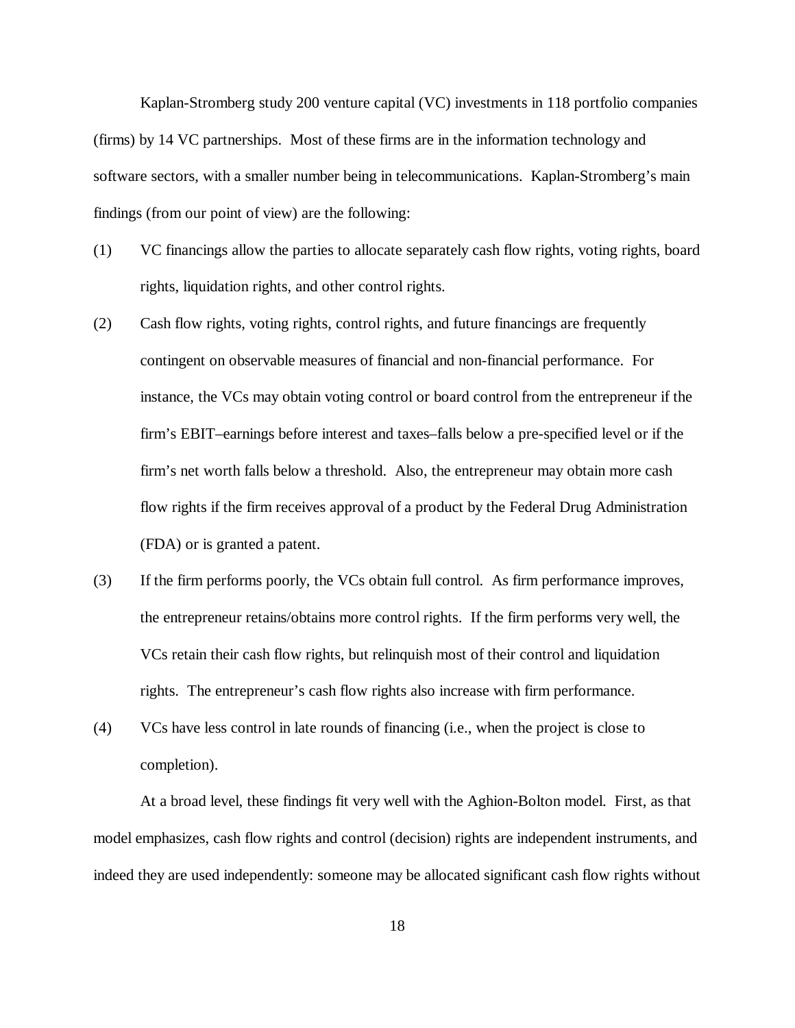Kaplan-Stromberg study 200 venture capital (VC) investments in 118 portfolio companies (firms) by 14 VC partnerships. Most of these firms are in the information technology and software sectors, with a smaller number being in telecommunications. Kaplan-Stromberg's main findings (from our point of view) are the following:

(1) VC financings allow the parties to allocate separately cash flow rights, voting rights, board rights, liquidation rights, and other control rights.

(2) Cash flow rights, voting rights, control rights, and future financings are frequently contingent on observable measures of financial and non-financial performance. For instance, the VCs may obtain voting control or board control from the entrepreneur if the firm's EBIT–earnings before interest and taxes–falls below a pre-specified level or if the firm's net worth falls below a threshold. Also, the entrepreneur may obtain more cash flow rights if the firm receives approval of a product by the Federal Drug Administration (FDA) or is granted a patent.

(3) If the firm performs poorly, the VCs obtain full control. As firm performance improves, the entrepreneur retains/obtains more control rights. If the firm performs very well, the VCs retain their cash flow rights, but relinquish most of their control and liquidation rights. The entrepreneur's cash flow rights also increase with firm performance.

(4) VCs have less control in late rounds of financing (i.e., when the project is close to completion).

At a broad level, these findings fit very well with the Aghion-Bolton model. First, as that model emphasizes, cash flow rights and control (decision) rights are independent instruments, and indeed they are used independently: someone may be allocated significant cash flow rights without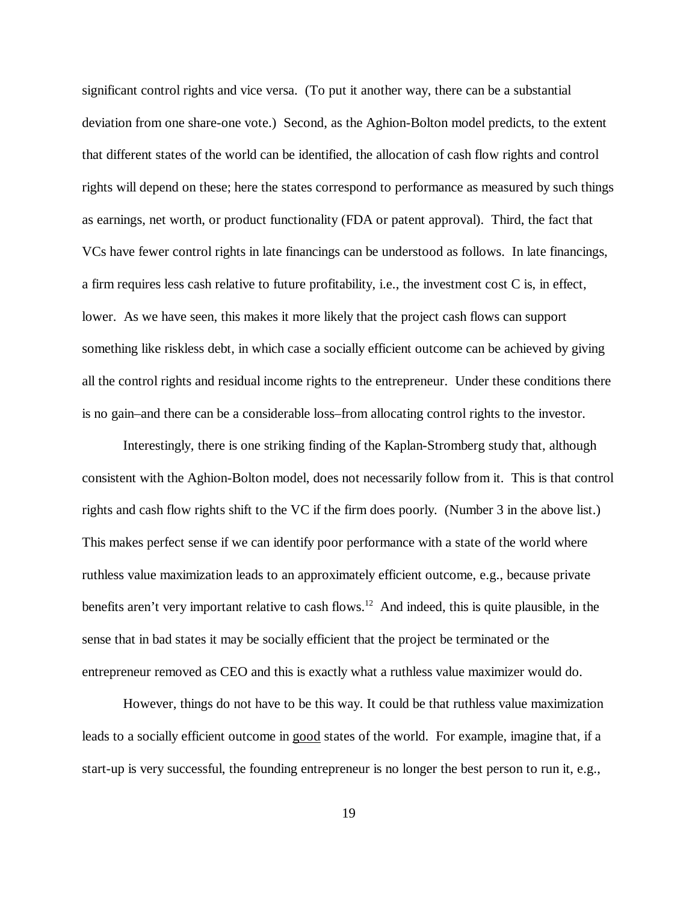significant control rights and vice versa. (To put it another way, there can be a substantial deviation from one share-one vote.) Second, as the Aghion-Bolton model predicts, to the extent that different states of the world can be identified, the allocation of cash flow rights and control rights will depend on these; here the states correspond to performance as measured by such things as earnings, net worth, or product functionality (FDA or patent approval). Third, the fact that VCs have fewer control rights in late financings can be understood as follows. In late financings, a firm requires less cash relative to future profitability, i.e., the investment cost C is, in effect, lower. As we have seen, this makes it more likely that the project cash flows can support something like riskless debt, in which case a socially efficient outcome can be achieved by giving all the control rights and residual income rights to the entrepreneur. Under these conditions there is no gain–and there can be a considerable loss–from allocating control rights to the investor.

Interestingly, there is one striking finding of the Kaplan-Stromberg study that, although consistent with the Aghion-Bolton model, does not necessarily follow from it. This is that control rights and cash flow rights shift to the VC if the firm does poorly. (Number 3 in the above list.) This makes perfect sense if we can identify poor performance with a state of the world where ruthless value maximization leads to an approximately efficient outcome, e.g., because private benefits aren't very important relative to cash flows.[12] And indeed, this is quite plausible, in the sense that in bad states it may be socially efficient that the project be terminated or the entrepreneur removed as CEO and this is exactly what a ruthless value maximizer would do.

However, things do not have to be this way. It could be that ruthless value maximization leads to a socially efficient outcome in <u>good</u> states of the world. For example, imagine that, if a start-up is very successful, the founding entrepreneur is no longer the best person to run it, e.g.,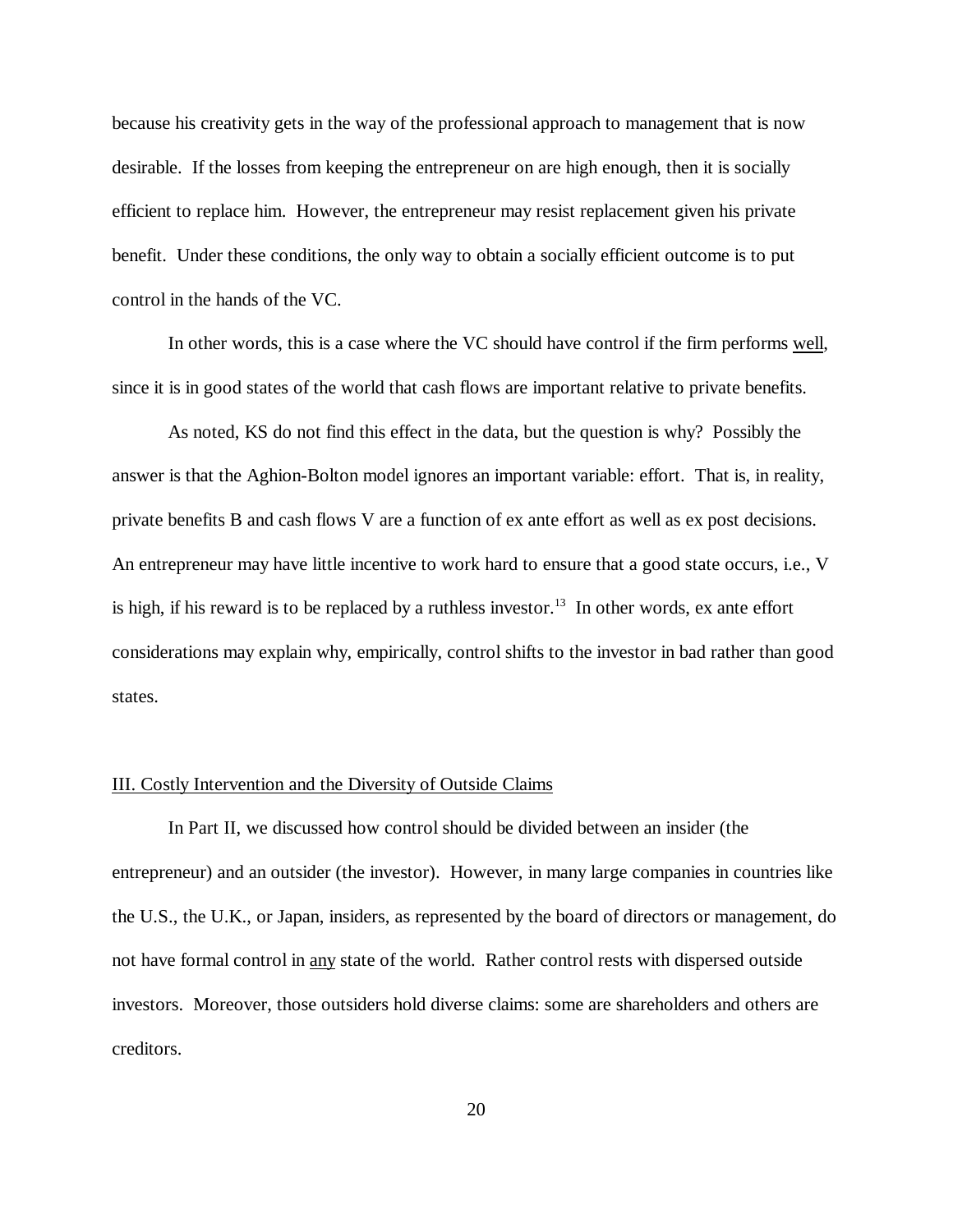because his creativity gets in the way of the professional approach to management that is now desirable. If the losses from keeping the entrepreneur on are high enough, then it is socially efficient to replace him. However, the entrepreneur may resist replacement given his private benefit. Under these conditions, the only way to obtain a socially efficient outcome is to put control in the hands of the VC.

In other words, this is a case where the VC should have control if the firm performs <u>well</u>, since it is in good states of the world that cash flows are important relative to private benefits.

As noted, KS do not find this effect in the data, but the question is why? Possibly the answer is that the Aghion-Bolton model ignores an important variable: effort. That is, in reality, private benefits B and cash flows V are a function of ex ante effort as well as ex post decisions. An entrepreneur may have little incentive to work hard to ensure that a good state occurs, i.e., V is high, if his reward is to be replaced by a ruthless investor.[13] In other words, ex ante effort considerations may explain why, empirically, control shifts to the investor in bad rather than good states.

## III. Costly Intervention and the Diversity of Outside Claims

In Part II, we discussed how control should be divided between an insider (the entrepreneur) and an outsider (the investor). However, in many large companies in countries like the U.S., the U.K., or Japan, insiders, as represented by the board of directors or management, do not have formal control in <u>any</u> state of the world. Rather control rests with dispersed outside investors. Moreover, those outsiders hold diverse claims: some are shareholders and others are creditors.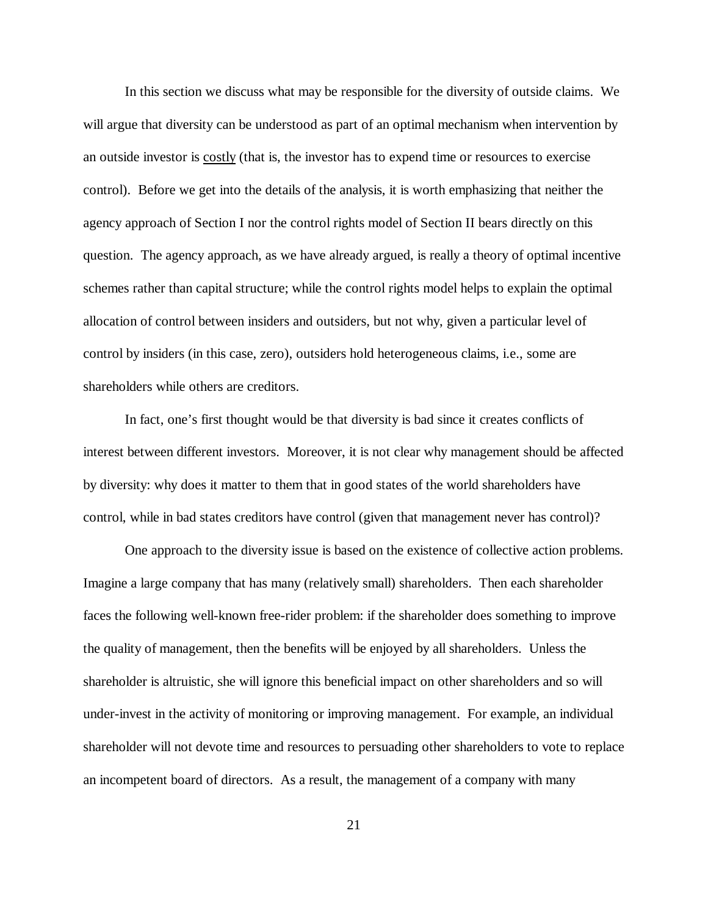In this section we discuss what may be responsible for the diversity of outside claims. We will argue that diversity can be understood as part of an optimal mechanism when intervention by an outside investor is <u>costly</u> (that is, the investor has to expend time or resources to exercise control). Before we get into the details of the analysis, it is worth emphasizing that neither the agency approach of Section I nor the control rights model of Section II bears directly on this question. The agency approach, as we have already argued, is really a theory of optimal incentive schemes rather than capital structure; while the control rights model helps to explain the optimal allocation of control between insiders and outsiders, but not why, given a particular level of control by insiders (in this case, zero), outsiders hold heterogeneous claims, i.e., some are shareholders while others are creditors.

In fact, one's first thought would be that diversity is bad since it creates conflicts of interest between different investors. Moreover, it is not clear why management should be affected by diversity: why does it matter to them that in good states of the world shareholders have control, while in bad states creditors have control (given that management never has control)?

One approach to the diversity issue is based on the existence of collective action problems. Imagine a large company that has many (relatively small) shareholders. Then each shareholder faces the following well-known free-rider problem: if the shareholder does something to improve the quality of management, then the benefits will be enjoyed by all shareholders. Unless the shareholder is altruistic, she will ignore this beneficial impact on other shareholders and so will under-invest in the activity of monitoring or improving management. For example, an individual shareholder will not devote time and resources to persuading other shareholders to vote to replace an incompetent board of directors. As a result, the management of a company with many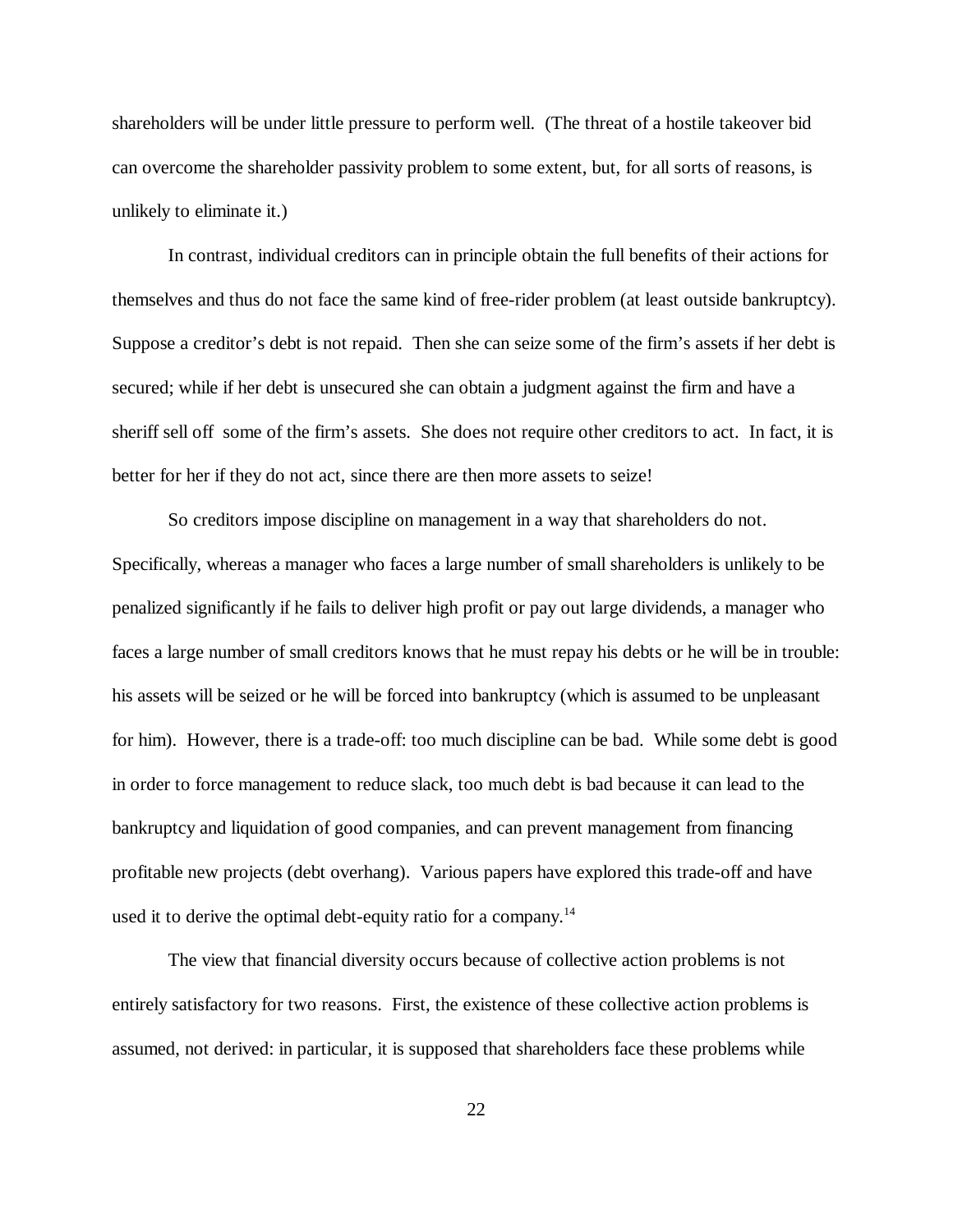shareholders will be under little pressure to perform well. (The threat of a hostile takeover bid can overcome the shareholder passivity problem to some extent, but, for all sorts of reasons, is unlikely to eliminate it.)

In contrast, individual creditors can in principle obtain the full benefits of their actions for themselves and thus do not face the same kind of free-rider problem (at least outside bankruptcy). Suppose a creditor's debt is not repaid. Then she can seize some of the firm's assets if her debt is secured; while if her debt is unsecured she can obtain a judgment against the firm and have a sheriff sell off some of the firm's assets. She does not require other creditors to act. In fact, it is better for her if they do not act, since there are then more assets to seize!

So creditors impose discipline on management in a way that shareholders do not. Specifically, whereas a manager who faces a large number of small shareholders is unlikely to be penalized significantly if he fails to deliver high profit or pay out large dividends, a manager who faces a large number of small creditors knows that he must repay his debts or he will be in trouble: his assets will be seized or he will be forced into bankruptcy (which is assumed to be unpleasant for him). However, there is a trade-off: too much discipline can be bad. While some debt is good in order to force management to reduce slack, too much debt is bad because it can lead to the bankruptcy and liquidation of good companies, and can prevent management from financing profitable new projects (debt overhang). Various papers have explored this trade-off and have used it to derive the optimal debt-equity ratio for a company.[14]

The view that financial diversity occurs because of collective action problems is not entirely satisfactory for two reasons. First, the existence of these collective action problems is assumed, not derived: in particular, it is supposed that shareholders face these problems while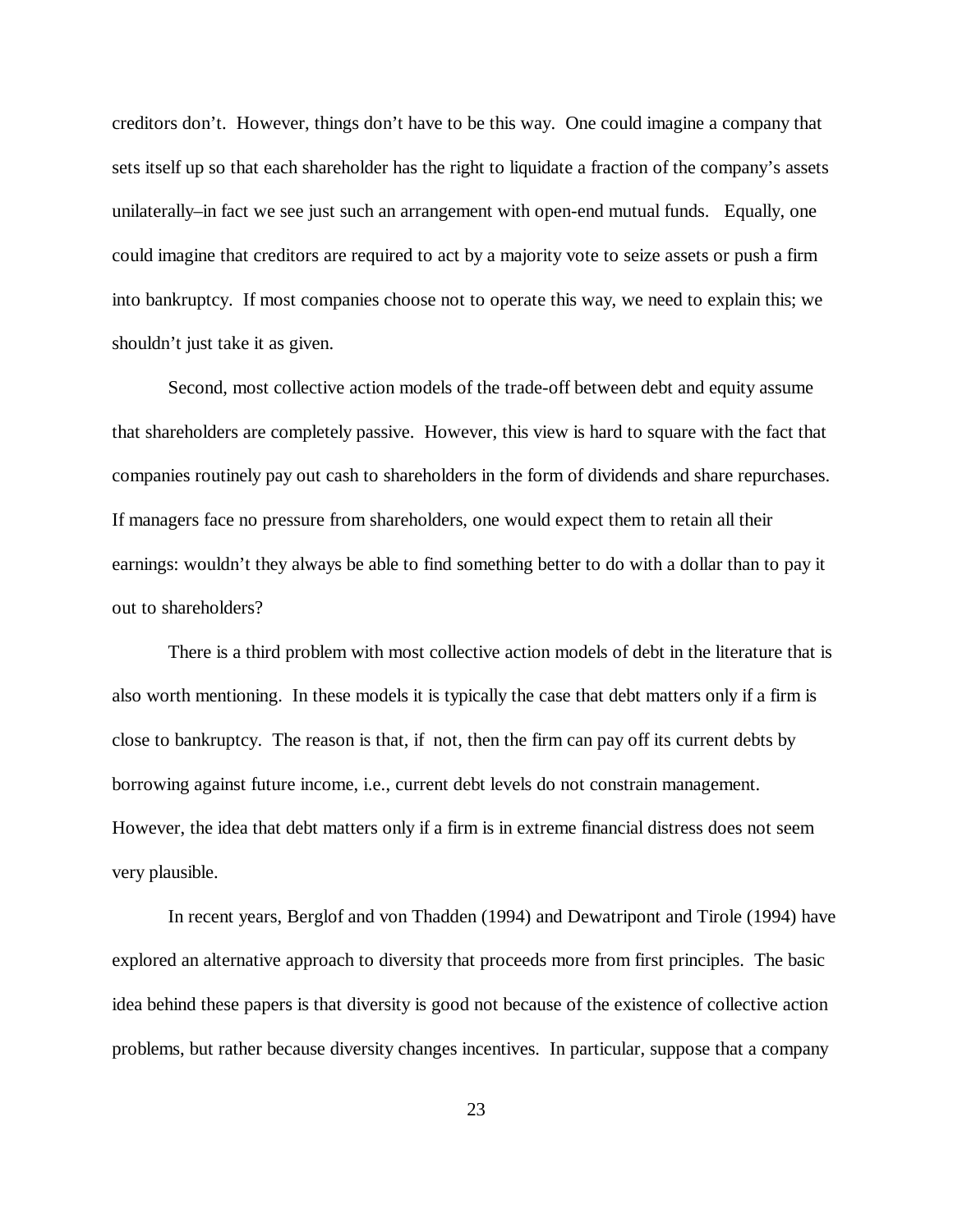creditors don't. However, things don't have to be this way. One could imagine a company that sets itself up so that each shareholder has the right to liquidate a fraction of the company's assets unilaterally–in fact we see just such an arrangement with open-end mutual funds. Equally, one could imagine that creditors are required to act by a majority vote to seize assets or push a firm into bankruptcy. If most companies choose not to operate this way, we need to explain this; we shouldn't just take it as given.

Second, most collective action models of the trade-off between debt and equity assume that shareholders are completely passive. However, this view is hard to square with the fact that companies routinely pay out cash to shareholders in the form of dividends and share repurchases. If managers face no pressure from shareholders, one would expect them to retain all their earnings: wouldn't they always be able to find something better to do with a dollar than to pay it out to shareholders?

There is a third problem with most collective action models of debt in the literature that is also worth mentioning. In these models it is typically the case that debt matters only if a firm is close to bankruptcy. The reason is that, if not, then the firm can pay off its current debts by borrowing against future income, i.e., current debt levels do not constrain management. However, the idea that debt matters only if a firm is in extreme financial distress does not seem very plausible.

In recent years, Berglof and von Thadden (1994) and Dewatripont and Tirole (1994) have explored an alternative approach to diversity that proceeds more from first principles. The basic idea behind these papers is that diversity is good not because of the existence of collective action problems, but rather because diversity changes incentives. In particular, suppose that a company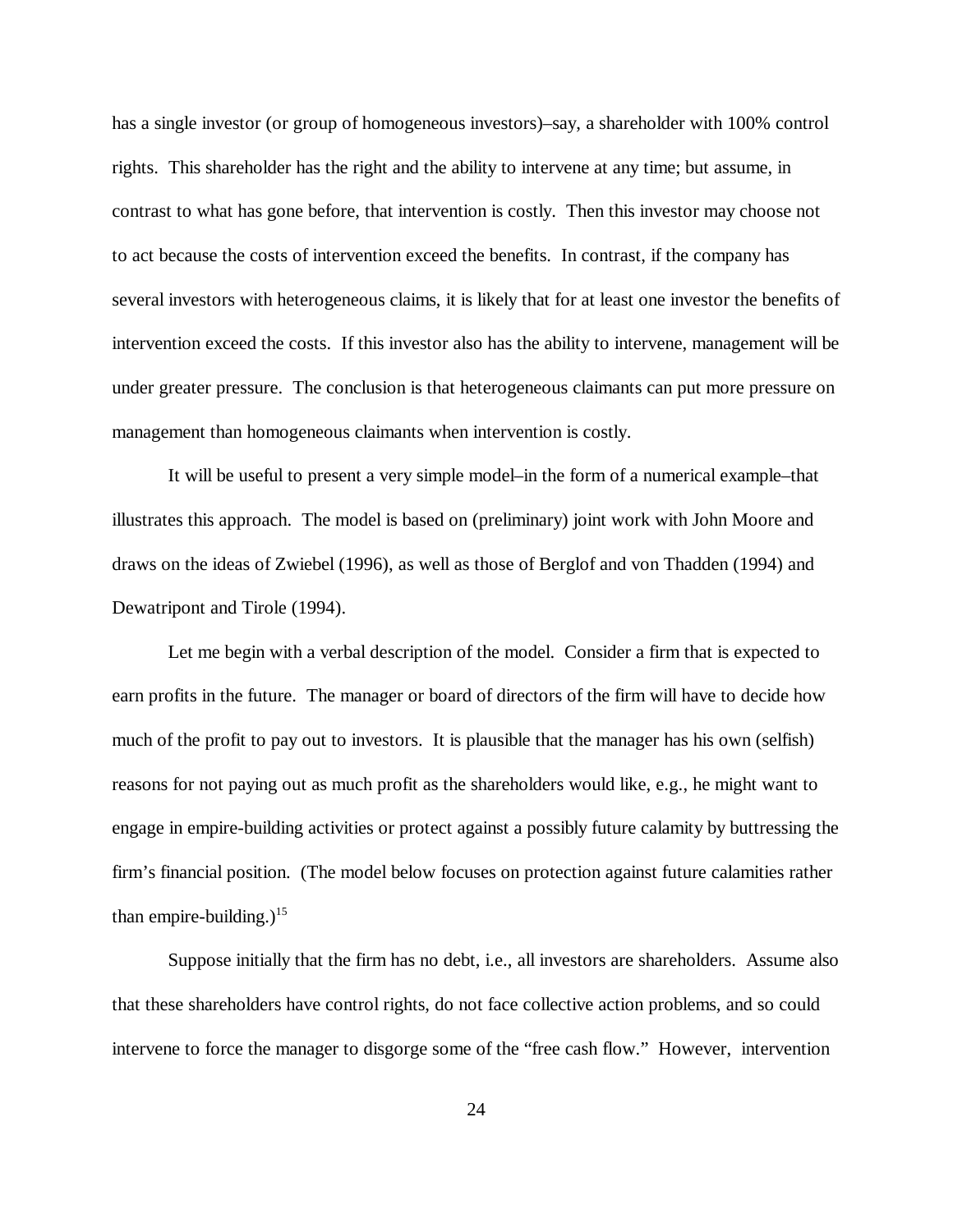has a single investor (or group of homogeneous investors)–say, a shareholder with 100% control rights. This shareholder has the right and the ability to intervene at any time; but assume, in contrast to what has gone before, that intervention is costly. Then this investor may choose not to act because the costs of intervention exceed the benefits. In contrast, if the company has several investors with heterogeneous claims, it is likely that for at least one investor the benefits of intervention exceed the costs. If this investor also has the ability to intervene, management will be under greater pressure. The conclusion is that heterogeneous claimants can put more pressure on management than homogeneous claimants when intervention is costly.

It will be useful to present a very simple model–in the form of a numerical example–that illustrates this approach. The model is based on (preliminary) joint work with John Moore and draws on the ideas of Zwiebel (1996), as well as those of Berglof and von Thadden (1994) and Dewatripont and Tirole (1994).

Let me begin with a verbal description of the model. Consider a firm that is expected to earn profits in the future. The manager or board of directors of the firm will have to decide how much of the profit to pay out to investors. It is plausible that the manager has his own (selfish) reasons for not paying out as much profit as the shareholders would like, e.g., he might want to engage in empire-building activities or protect against a possibly future calamity by buttressing the firm's financial position. (The model below focuses on protection against future calamities rather than empire-building.)[15]

Suppose initially that the firm has no debt, i.e., all investors are shareholders. Assume also that these shareholders have control rights, do not face collective action problems, and so could intervene to force the manager to disgorge some of the "free cash flow." However, intervention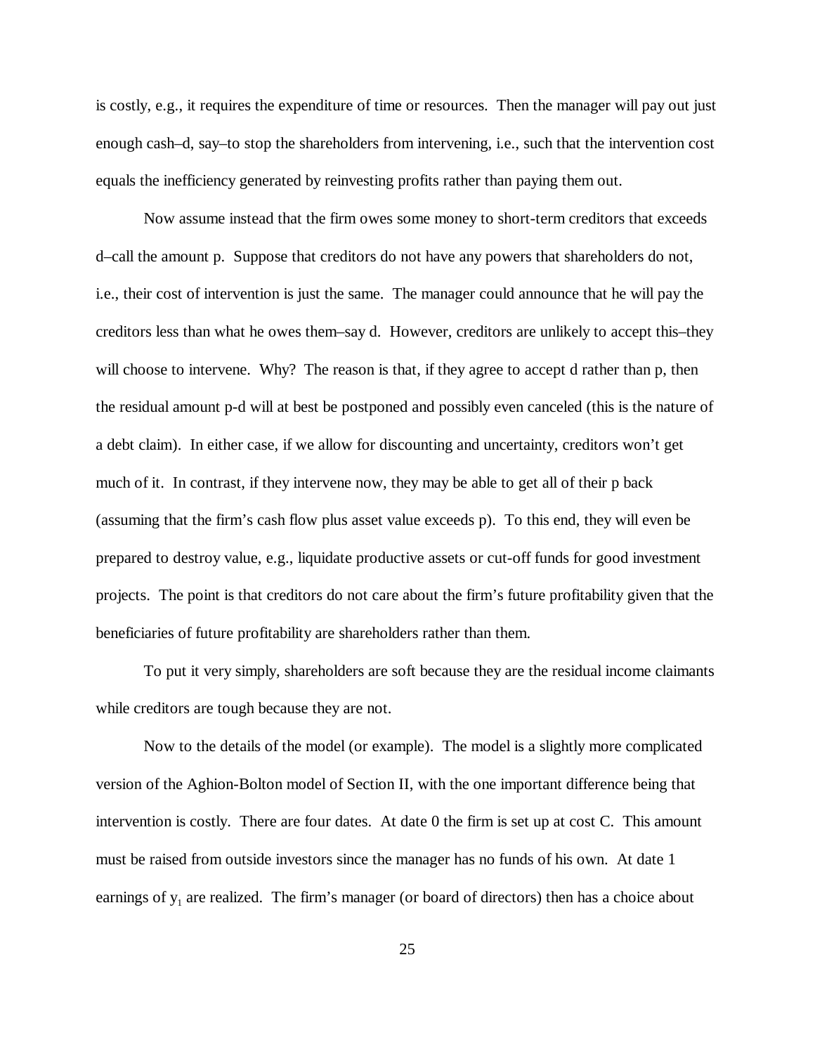is costly, e.g., it requires the expenditure of time or resources. Then the manager will pay out just enough cash–d, say–to stop the shareholders from intervening, i.e., such that the intervention cost equals the inefficiency generated by reinvesting profits rather than paying them out.

Now assume instead that the firm owes some money to short-term creditors that exceeds d–call the amount p. Suppose that creditors do not have any powers that shareholders do not, i.e., their cost of intervention is just the same. The manager could announce that he will pay the creditors less than what he owes them–say d. However, creditors are unlikely to accept this–they will choose to intervene. Why? The reason is that, if they agree to accept d rather than p, then the residual amount p-d will at best be postponed and possibly even canceled (this is the nature of a debt claim). In either case, if we allow for discounting and uncertainty, creditors won't get much of it. In contrast, if they intervene now, they may be able to get all of their p back (assuming that the firm's cash flow plus asset value exceeds p). To this end, they will even be prepared to destroy value, e.g., liquidate productive assets or cut-off funds for good investment projects. The point is that creditors do not care about the firm's future profitability given that the beneficiaries of future profitability are shareholders rather than them.

To put it very simply, shareholders are soft because they are the residual income claimants while creditors are tough because they are not.

Now to the details of the model (or example). The model is a slightly more complicated version of the Aghion-Bolton model of Section II, with the one important difference being that intervention is costly. There are four dates. At date 0 the firm is set up at cost C. This amount must be raised from outside investors since the manager has no funds of his own. At date 1 earnings of $y_1$ are realized. The firm's manager (or board of directors) then has a choice about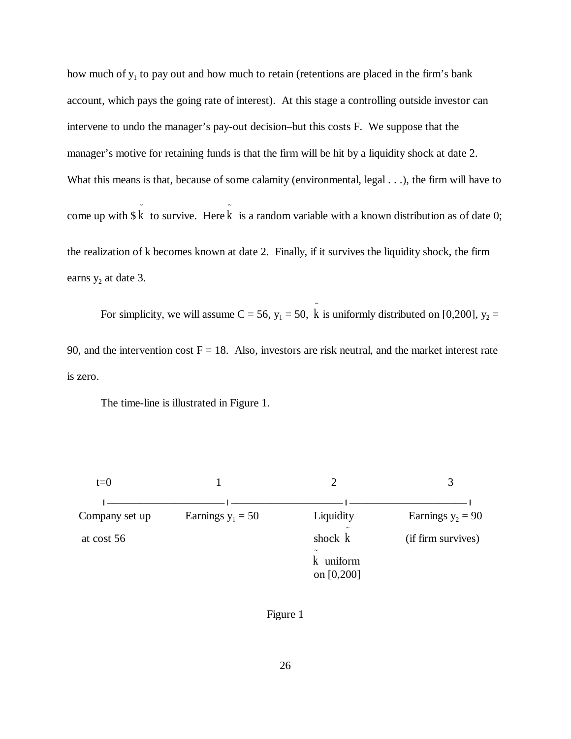how much of $y_1$ to pay out and how much to retain (retentions are placed in the firm's bank account, which pays the going rate of interest). At this stage a controlling outside investor can intervene to undo the manager's pay-out decision–but this costs F. We suppose that the manager's motive for retaining funds is that the firm will be hit by a liquidity shock at date 2. What this means is that, because of some calamity (environmental, legal . . .), the firm will have to come up with $\$\tilde{k}$ to survive. Here $\tilde{k}$ is a random variable with a known distribution as of date 0; the realization of k becomes known at date 2. Finally, if it survives the liquidity shock, the firm earns $y_2$ at date 3.

For simplicity, we will assume C = 56, $y_1 = 50$, $\tilde{k}$ is uniformly distributed on [0,200], $y_2 = 90$, and the intervention cost F = 18. Also, investors are risk neutral, and the market interest rate is zero.

The time-line is illustrated in Figure 1.

| t=0 | 1 | 2 | 3 |
|---|---|---|---|
| Company set up at cost 56 | Earnings $y_1 = 50$ | Liquidity shock $\tilde{k}$; $\tilde{k}$ uniform on [0,200] | Earnings $y_2 = 90$ (if firm survives) |

Figure 1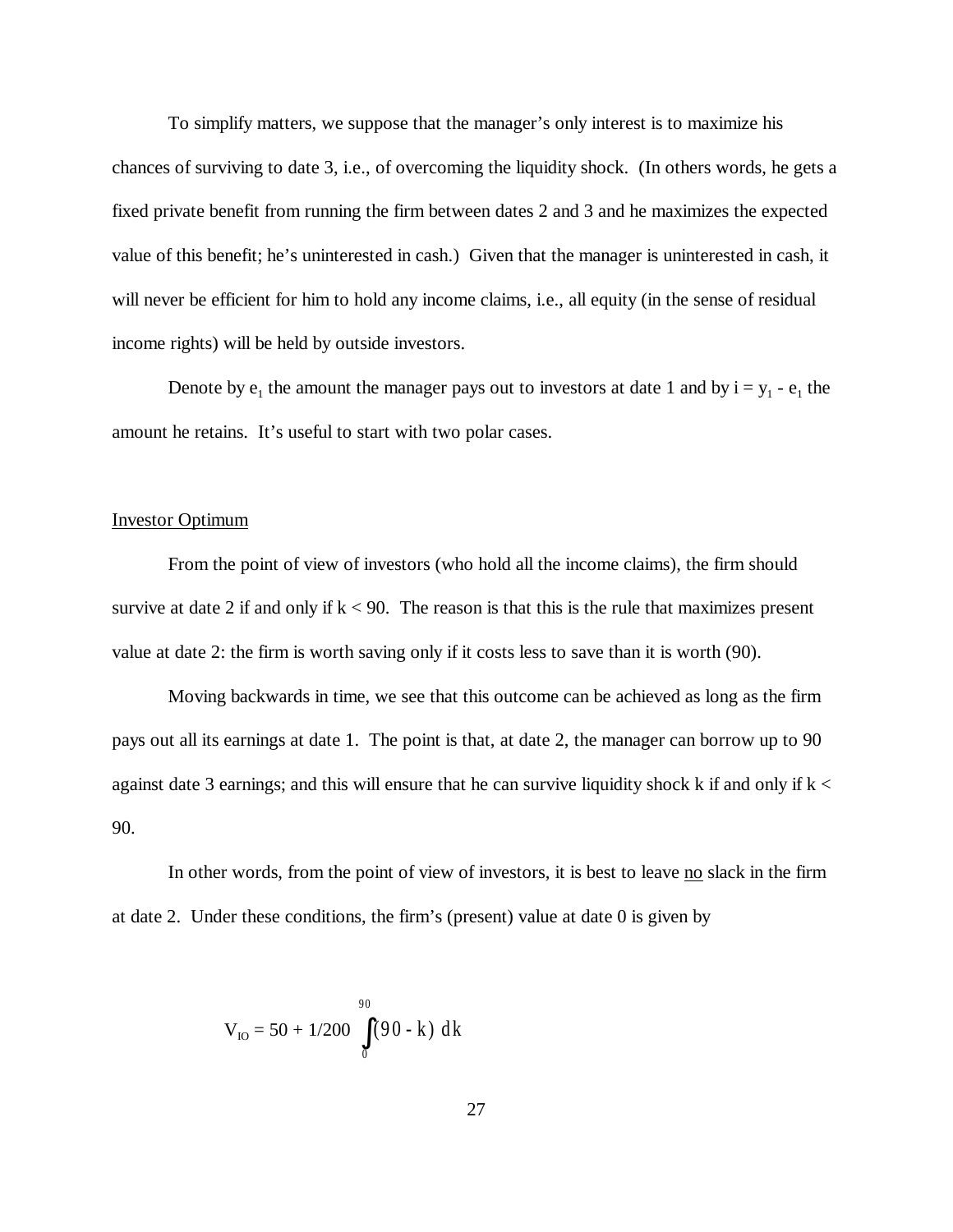To simplify matters, we suppose that the manager's only interest is to maximize his chances of surviving to date 3, i.e., of overcoming the liquidity shock. (In others words, he gets a fixed private benefit from running the firm between dates 2 and 3 and he maximizes the expected value of this benefit; he's uninterested in cash.) Given that the manager is uninterested in cash, it will never be efficient for him to hold any income claims, i.e., all equity (in the sense of residual income rights) will be held by outside investors.

Denote by $e_1$ the amount the manager pays out to investors at date 1 and by $i = y_1 - e_1$ the amount he retains. It's useful to start with two polar cases.

<u>Investor Optimum</u>

From the point of view of investors (who hold all the income claims), the firm should survive at date 2 if and only if $k < 90$. The reason is that this is the rule that maximizes present value at date 2: the firm is worth saving only if it costs less to save than it is worth (90).

Moving backwards in time, we see that this outcome can be achieved as long as the firm pays out all its earnings at date 1. The point is that, at date 2, the manager can borrow up to 90 against date 3 earnings; and this will ensure that he can survive liquidity shock k if and only if $k < 90$.

In other words, from the point of view of investors, it is best to leave <u>no</u> slack in the firm at date 2. Under these conditions, the firm's (present) value at date 0 is given by

$$V_{IO} = 50 + 1/200 \int_0^{90} (90 - k)\, dk$$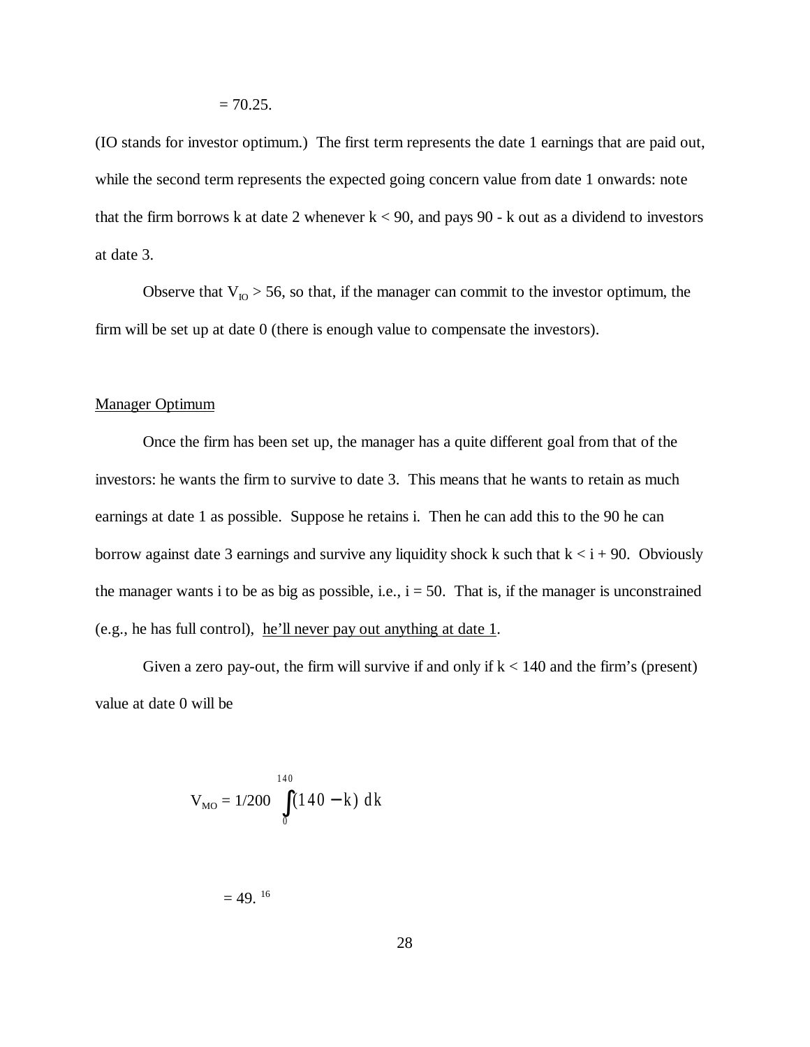$$= 70.25.$$

(IO stands for investor optimum.) The first term represents the date 1 earnings that are paid out, while the second term represents the expected going concern value from date 1 onwards: note that the firm borrows k at date 2 whenever $k < 90$, and pays $90 - k$ out as a dividend to investors at date 3.

Observe that $V_{IO} > 56$, so that, if the manager can commit to the investor optimum, the firm will be set up at date 0 (there is enough value to compensate the investors).

## Manager Optimum

Once the firm has been set up, the manager has a quite different goal from that of the investors: he wants the firm to survive to date 3. This means that he wants to retain as much earnings at date 1 as possible. Suppose he retains i. Then he can add this to the 90 he can borrow against date 3 earnings and survive any liquidity shock k such that $k < i + 90$. Obviously the manager wants i to be as big as possible, i.e., $i = 50$. That is, if the manager is unconstrained (e.g., he has full control), he'll never pay out anything at date 1.

Given a zero pay-out, the firm will survive if and only if $k < 140$ and the firm's (present) value at date 0 will be

$$V_{MO} = 1/200 \int_0^{140} (140 - k)\, dk$$

$$= 49.$$ [16]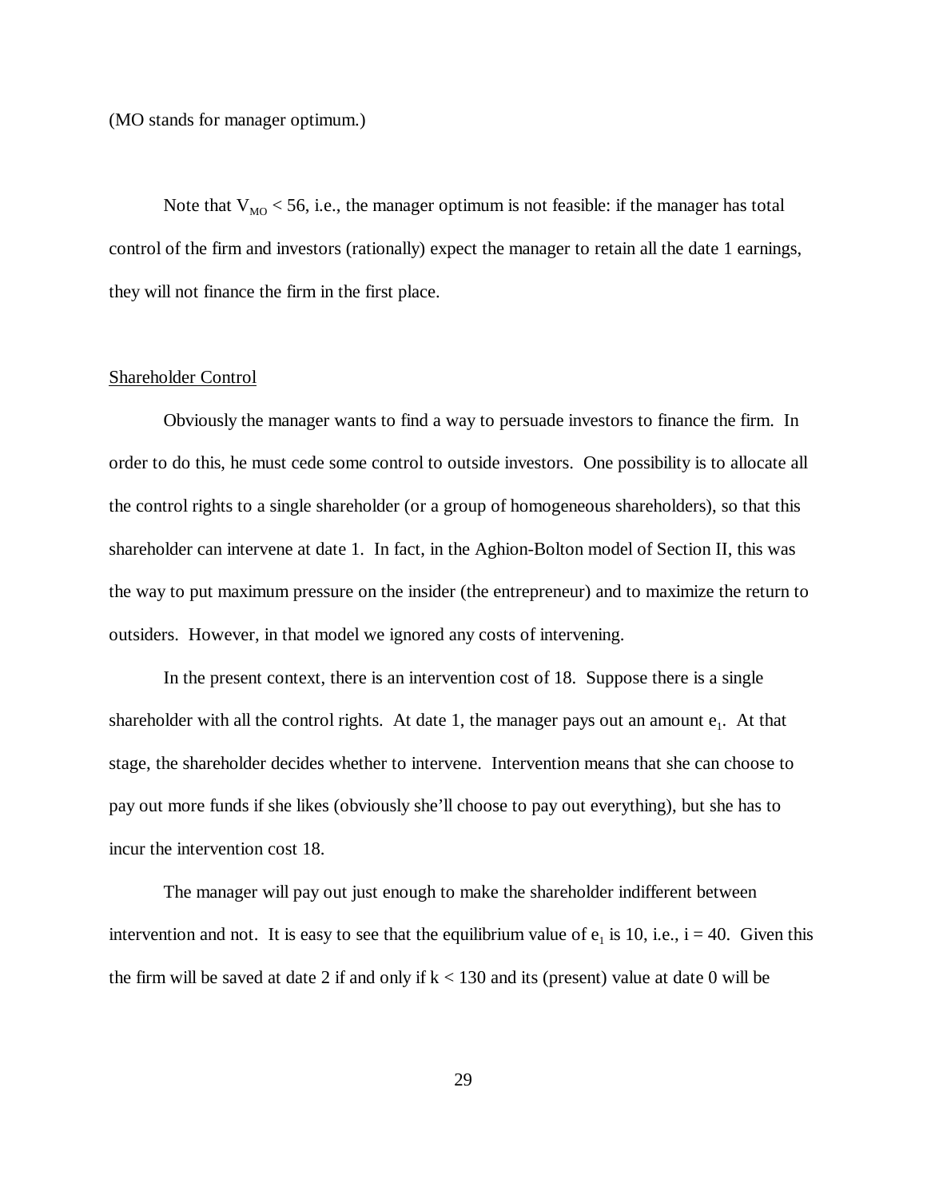(MO stands for manager optimum.)

Note that $V_{MO} < 56$, i.e., the manager optimum is not feasible: if the manager has total control of the firm and investors (rationally) expect the manager to retain all the date 1 earnings, they will not finance the firm in the first place.

Shareholder Control

Obviously the manager wants to find a way to persuade investors to finance the firm. In order to do this, he must cede some control to outside investors. One possibility is to allocate all the control rights to a single shareholder (or a group of homogeneous shareholders), so that this shareholder can intervene at date 1. In fact, in the Aghion-Bolton model of Section II, this was the way to put maximum pressure on the insider (the entrepreneur) and to maximize the return to outsiders. However, in that model we ignored any costs of intervening.

In the present context, there is an intervention cost of 18. Suppose there is a single shareholder with all the control rights. At date 1, the manager pays out an amount $e_1$. At that stage, the shareholder decides whether to intervene. Intervention means that she can choose to pay out more funds if she likes (obviously she'll choose to pay out everything), but she has to incur the intervention cost 18.

The manager will pay out just enough to make the shareholder indifferent between intervention and not. It is easy to see that the equilibrium value of $e_1$ is 10, i.e., $i = 40$. Given this the firm will be saved at date 2 if and only if $k < 130$ and its (present) value at date 0 will be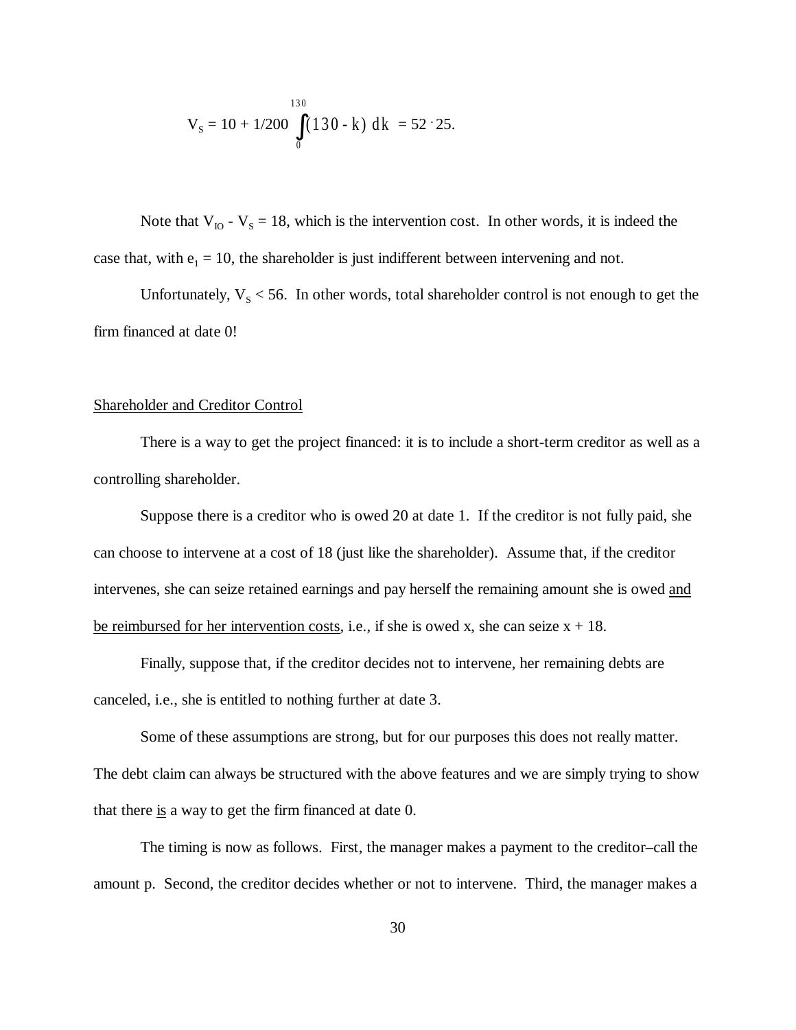$$V_S = 10 + 1/200 \int_0^{130} (130 - k)\, dk = 52 \cdot 25.$$

Note that $V_{IO} - V_S = 18$, which is the intervention cost. In other words, it is indeed the case that, with $e_1 = 10$, the shareholder is just indifferent between intervening and not.

Unfortunately, $V_S < 56$. In other words, total shareholder control is not enough to get the firm financed at date 0!

<u>Shareholder and Creditor Control</u>

There is a way to get the project financed: it is to include a short-term creditor as well as a controlling shareholder.

Suppose there is a creditor who is owed 20 at date 1. If the creditor is not fully paid, she can choose to intervene at a cost of 18 (just like the shareholder). Assume that, if the creditor intervenes, she can seize retained earnings and pay herself the remaining amount she is owed <u>and be reimbursed for her intervention costs</u>, i.e., if she is owed x, she can seize x + 18.

Finally, suppose that, if the creditor decides not to intervene, her remaining debts are canceled, i.e., she is entitled to nothing further at date 3.

Some of these assumptions are strong, but for our purposes this does not really matter. The debt claim can always be structured with the above features and we are simply trying to show that there <u>is</u> a way to get the firm financed at date 0.

The timing is now as follows. First, the manager makes a payment to the creditor–call the amount p. Second, the creditor decides whether or not to intervene. Third, the manager makes a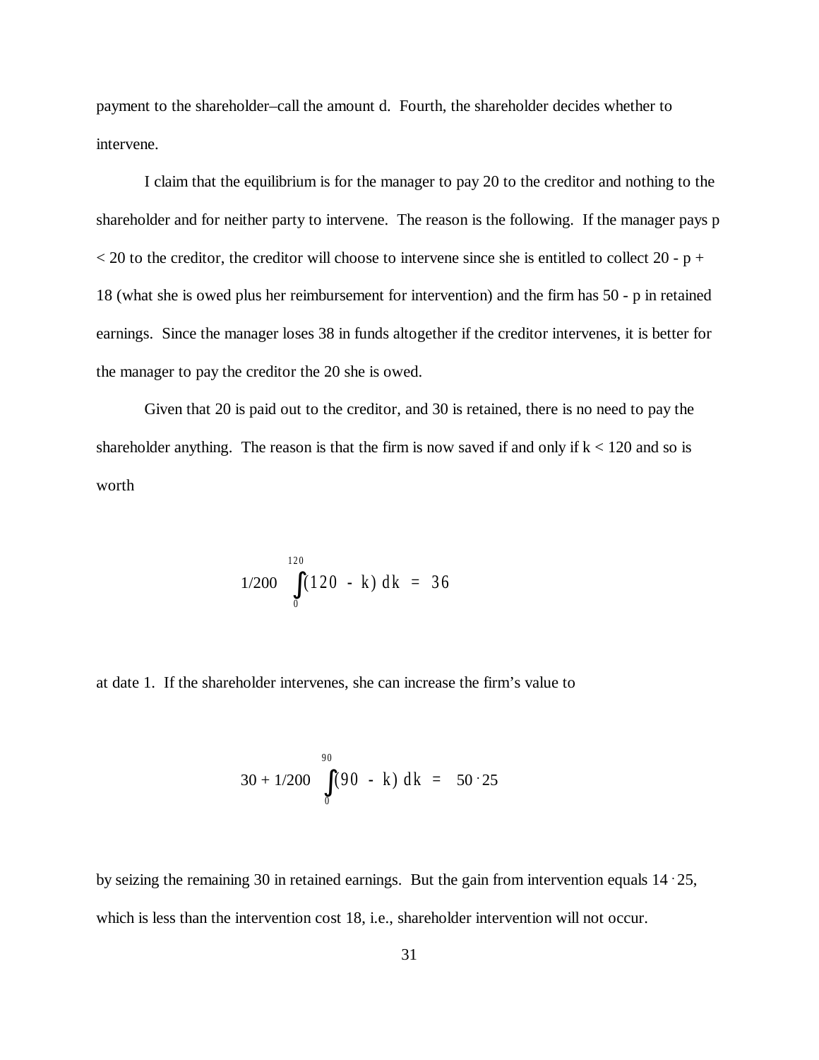payment to the shareholder–call the amount d. Fourth, the shareholder decides whether to intervene.

I claim that the equilibrium is for the manager to pay 20 to the creditor and nothing to the shareholder and for neither party to intervene. The reason is the following. If the manager pays p < 20 to the creditor, the creditor will choose to intervene since she is entitled to collect 20 - p + 18 (what she is owed plus her reimbursement for intervention) and the firm has 50 - p in retained earnings. Since the manager loses 38 in funds altogether if the creditor intervenes, it is better for the manager to pay the creditor the 20 she is owed.

Given that 20 is paid out to the creditor, and 30 is retained, there is no need to pay the shareholder anything. The reason is that the firm is now saved if and only if k < 120 and so is worth

$$1/200 \int_0^{120} (120 - k)\, dk = 36$$

at date 1. If the shareholder intervenes, she can increase the firm's value to

$$30 + 1/200 \int_0^{90} (90 - k)\, dk = 50 \cdot 25$$

by seizing the remaining 30 in retained earnings. But the gain from intervention equals 14 · 25, which is less than the intervention cost 18, i.e., shareholder intervention will not occur.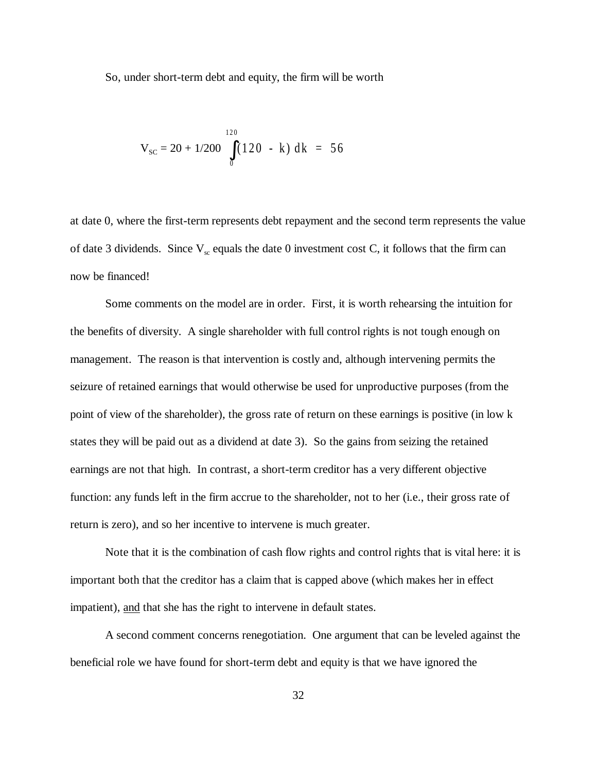So, under short-term debt and equity, the firm will be worth

$$V_{SC} = 20 + 1/200 \int_0^{120} (120 - k)\, dk = 56$$

at date 0, where the first-term represents debt repayment and the second term represents the value of date 3 dividends. Since $V_{sc}$ equals the date 0 investment cost C, it follows that the firm can now be financed!

Some comments on the model are in order. First, it is worth rehearsing the intuition for the benefits of diversity. A single shareholder with full control rights is not tough enough on management. The reason is that intervention is costly and, although intervening permits the seizure of retained earnings that would otherwise be used for unproductive purposes (from the point of view of the shareholder), the gross rate of return on these earnings is positive (in low k states they will be paid out as a dividend at date 3). So the gains from seizing the retained earnings are not that high. In contrast, a short-term creditor has a very different objective function: any funds left in the firm accrue to the shareholder, not to her (i.e., their gross rate of return is zero), and so her incentive to intervene is much greater.

Note that it is the combination of cash flow rights and control rights that is vital here: it is important both that the creditor has a claim that is capped above (which makes her in effect impatient), <u>and</u> that she has the right to intervene in default states.

A second comment concerns renegotiation. One argument that can be leveled against the beneficial role we have found for short-term debt and equity is that we have ignored the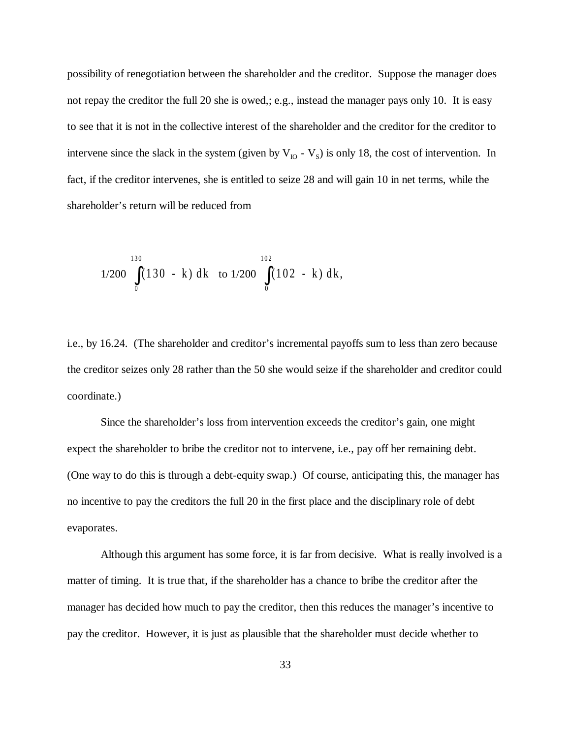possibility of renegotiation between the shareholder and the creditor. Suppose the manager does not repay the creditor the full 20 she is owed,; e.g., instead the manager pays only 10. It is easy to see that it is not in the collective interest of the shareholder and the creditor for the creditor to intervene since the slack in the system (given by $V_{IO}$ - $V_S$) is only 18, the cost of intervention. In fact, if the creditor intervenes, she is entitled to seize 28 and will gain 10 in net terms, while the shareholder's return will be reduced from

$$1/200 \int_0^{130} (130 - k)\, dk \quad \text{to } 1/200 \int_0^{102} (102 - k)\, dk,$$

i.e., by 16.24. (The shareholder and creditor's incremental payoffs sum to less than zero because the creditor seizes only 28 rather than the 50 she would seize if the shareholder and creditor could coordinate.)

Since the shareholder's loss from intervention exceeds the creditor's gain, one might expect the shareholder to bribe the creditor not to intervene, i.e., pay off her remaining debt. (One way to do this is through a debt-equity swap.) Of course, anticipating this, the manager has no incentive to pay the creditors the full 20 in the first place and the disciplinary role of debt evaporates.

Although this argument has some force, it is far from decisive. What is really involved is a matter of timing. It is true that, if the shareholder has a chance to bribe the creditor after the manager has decided how much to pay the creditor, then this reduces the manager's incentive to pay the creditor. However, it is just as plausible that the shareholder must decide whether to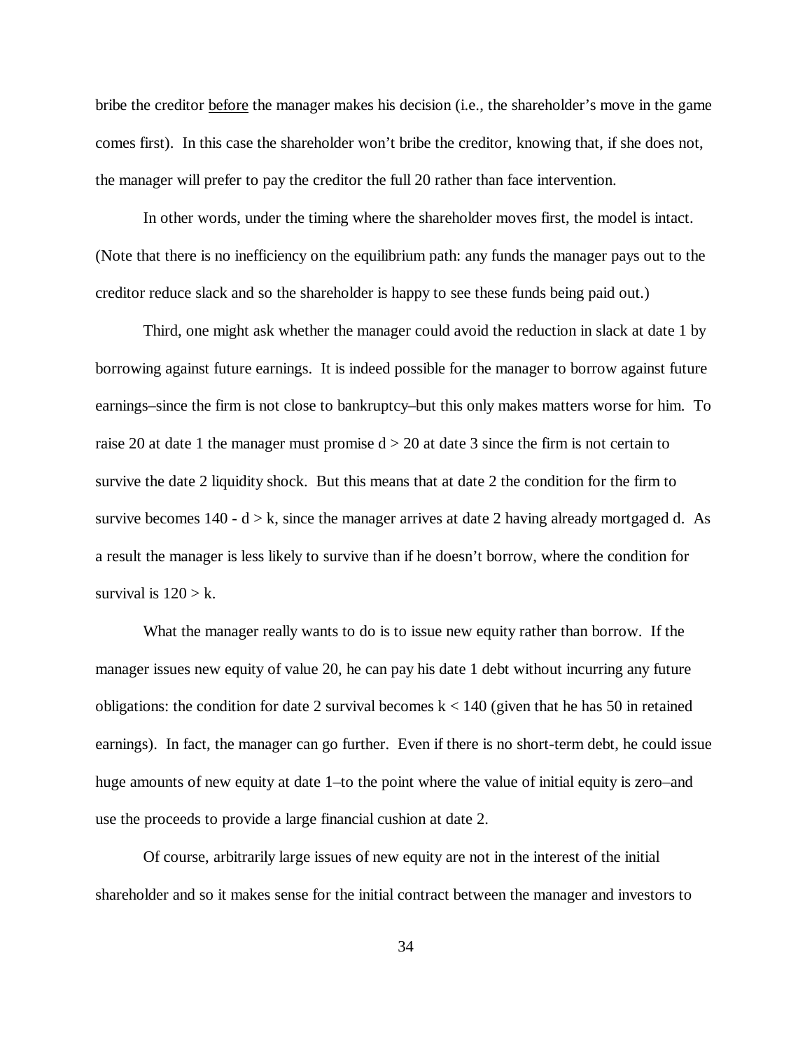bribe the creditor <u>before</u> the manager makes his decision (i.e., the shareholder's move in the game comes first). In this case the shareholder won't bribe the creditor, knowing that, if she does not, the manager will prefer to pay the creditor the full 20 rather than face intervention.

In other words, under the timing where the shareholder moves first, the model is intact. (Note that there is no inefficiency on the equilibrium path: any funds the manager pays out to the creditor reduce slack and so the shareholder is happy to see these funds being paid out.)

Third, one might ask whether the manager could avoid the reduction in slack at date 1 by borrowing against future earnings. It is indeed possible for the manager to borrow against future earnings–since the firm is not close to bankruptcy–but this only makes matters worse for him. To raise 20 at date 1 the manager must promise $d > 20$ at date 3 since the firm is not certain to survive the date 2 liquidity shock. But this means that at date 2 the condition for the firm to survive becomes $140 - d > k$, since the manager arrives at date 2 having already mortgaged d. As a result the manager is less likely to survive than if he doesn't borrow, where the condition for survival is $120 > k$.

What the manager really wants to do is to issue new equity rather than borrow. If the manager issues new equity of value 20, he can pay his date 1 debt without incurring any future obligations: the condition for date 2 survival becomes $k < 140$ (given that he has 50 in retained earnings). In fact, the manager can go further. Even if there is no short-term debt, he could issue huge amounts of new equity at date 1–to the point where the value of initial equity is zero–and use the proceeds to provide a large financial cushion at date 2.

Of course, arbitrarily large issues of new equity are not in the interest of the initial shareholder and so it makes sense for the initial contract between the manager and investors to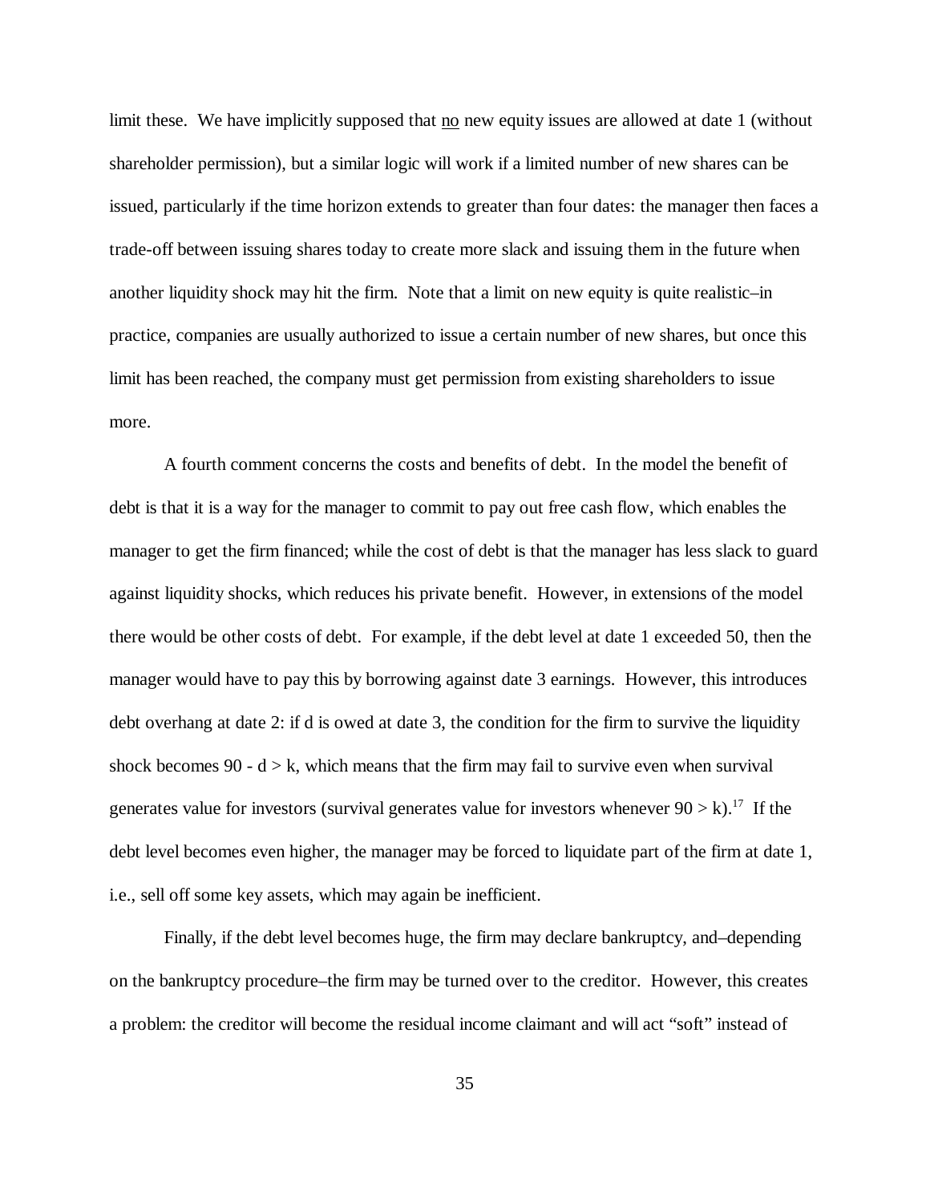limit these. We have implicitly supposed that no new equity issues are allowed at date 1 (without shareholder permission), but a similar logic will work if a limited number of new shares can be issued, particularly if the time horizon extends to greater than four dates: the manager then faces a trade-off between issuing shares today to create more slack and issuing them in the future when another liquidity shock may hit the firm. Note that a limit on new equity is quite realistic–in practice, companies are usually authorized to issue a certain number of new shares, but once this limit has been reached, the company must get permission from existing shareholders to issue more.

A fourth comment concerns the costs and benefits of debt. In the model the benefit of debt is that it is a way for the manager to commit to pay out free cash flow, which enables the manager to get the firm financed; while the cost of debt is that the manager has less slack to guard against liquidity shocks, which reduces his private benefit. However, in extensions of the model there would be other costs of debt. For example, if the debt level at date 1 exceeded 50, then the manager would have to pay this by borrowing against date 3 earnings. However, this introduces debt overhang at date 2: if d is owed at date 3, the condition for the firm to survive the liquidity shock becomes $90 - d > k$, which means that the firm may fail to survive even when survival generates value for investors (survival generates value for investors whenever $90 > k$).[17] If the debt level becomes even higher, the manager may be forced to liquidate part of the firm at date 1, i.e., sell off some key assets, which may again be inefficient.

Finally, if the debt level becomes huge, the firm may declare bankruptcy, and–depending on the bankruptcy procedure–the firm may be turned over to the creditor. However, this creates a problem: the creditor will become the residual income claimant and will act "soft" instead of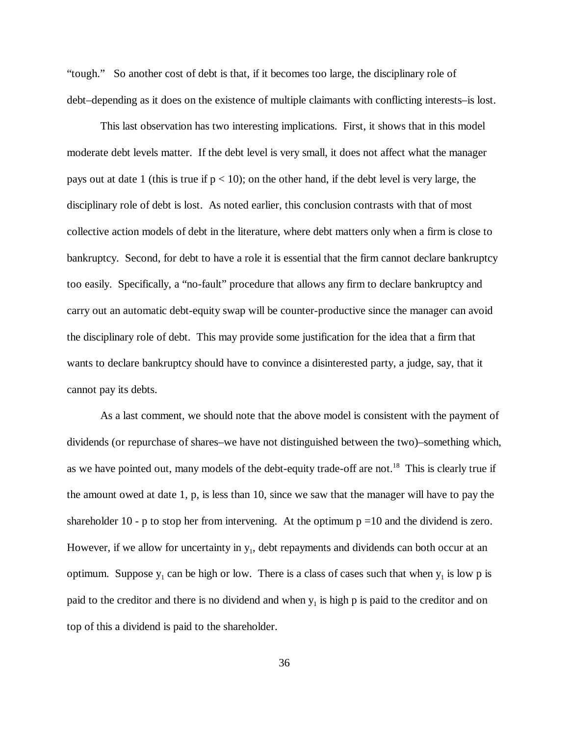"tough." So another cost of debt is that, if it becomes too large, the disciplinary role of debt–depending as it does on the existence of multiple claimants with conflicting interests–is lost.

This last observation has two interesting implications. First, it shows that in this model moderate debt levels matter. If the debt level is very small, it does not affect what the manager pays out at date 1 (this is true if $p < 10$); on the other hand, if the debt level is very large, the disciplinary role of debt is lost. As noted earlier, this conclusion contrasts with that of most collective action models of debt in the literature, where debt matters only when a firm is close to bankruptcy. Second, for debt to have a role it is essential that the firm cannot declare bankruptcy too easily. Specifically, a "no-fault" procedure that allows any firm to declare bankruptcy and carry out an automatic debt-equity swap will be counter-productive since the manager can avoid the disciplinary role of debt. This may provide some justification for the idea that a firm that wants to declare bankruptcy should have to convince a disinterested party, a judge, say, that it cannot pay its debts.

As a last comment, we should note that the above model is consistent with the payment of dividends (or repurchase of shares–we have not distinguished between the two)–something which, as we have pointed out, many models of the debt-equity trade-off are not.[18] This is clearly true if the amount owed at date 1, p, is less than 10, since we saw that the manager will have to pay the shareholder $10 - p$ to stop her from intervening. At the optimum $p = 10$ and the dividend is zero. However, if we allow for uncertainty in $y_1$, debt repayments and dividends can both occur at an optimum. Suppose $y_1$ can be high or low. There is a class of cases such that when $y_1$ is low p is paid to the creditor and there is no dividend and when $y_1$ is high p is paid to the creditor and on top of this a dividend is paid to the shareholder.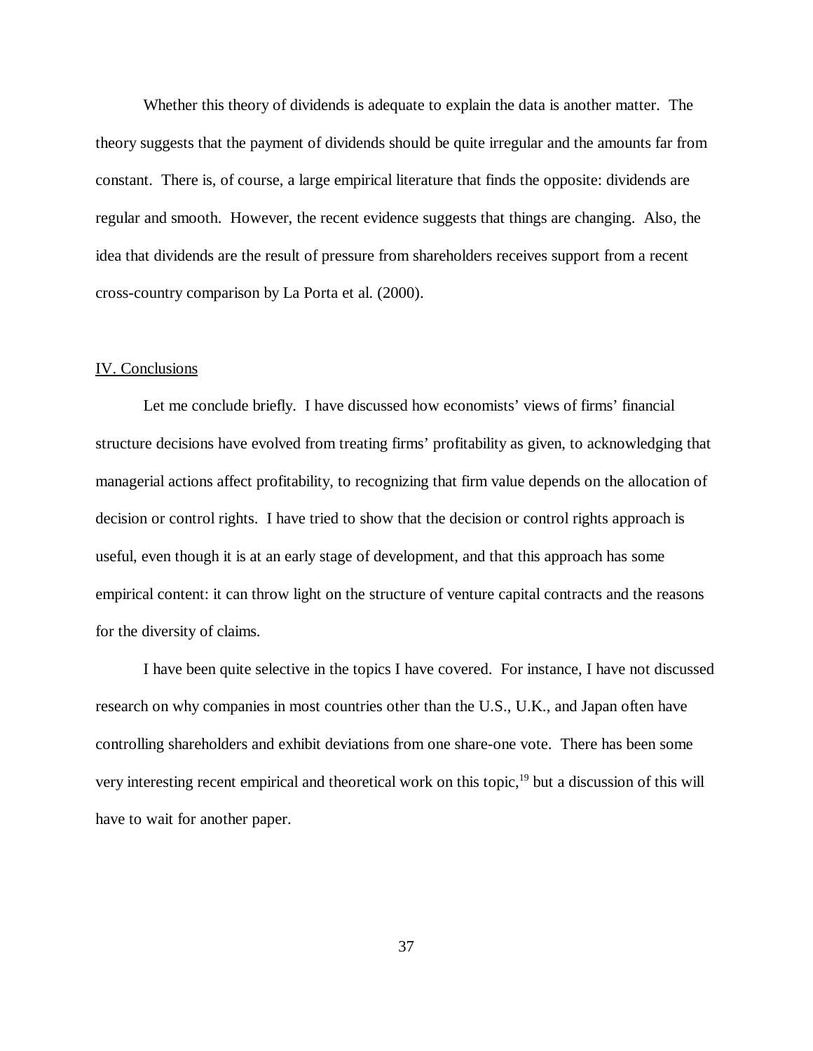Whether this theory of dividends is adequate to explain the data is another matter. The theory suggests that the payment of dividends should be quite irregular and the amounts far from constant. There is, of course, a large empirical literature that finds the opposite: dividends are regular and smooth. However, the recent evidence suggests that things are changing. Also, the idea that dividends are the result of pressure from shareholders receives support from a recent cross-country comparison by La Porta et al. (2000).

## IV. Conclusions

Let me conclude briefly. I have discussed how economists' views of firms' financial structure decisions have evolved from treating firms' profitability as given, to acknowledging that managerial actions affect profitability, to recognizing that firm value depends on the allocation of decision or control rights. I have tried to show that the decision or control rights approach is useful, even though it is at an early stage of development, and that this approach has some empirical content: it can throw light on the structure of venture capital contracts and the reasons for the diversity of claims.

I have been quite selective in the topics I have covered. For instance, I have not discussed research on why companies in most countries other than the U.S., U.K., and Japan often have controlling shareholders and exhibit deviations from one share-one vote. There has been some very interesting recent empirical and theoretical work on this topic,[19] but a discussion of this will have to wait for another paper.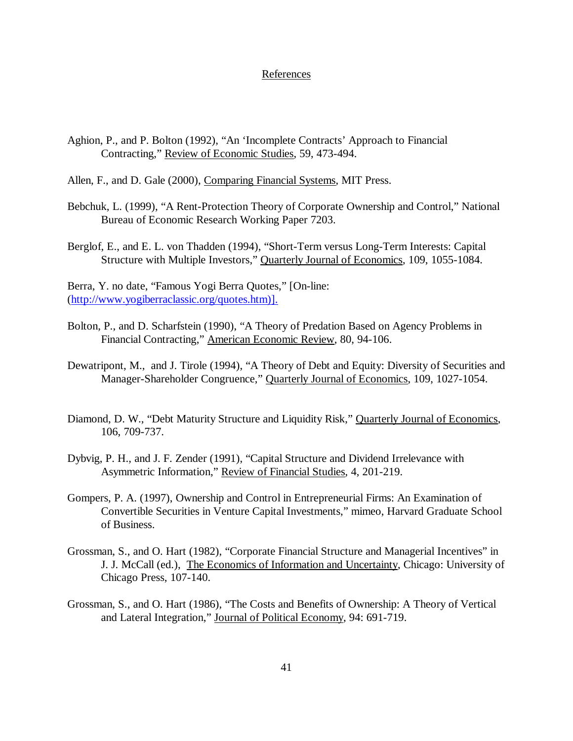## References

Aghion, P., and P. Bolton (1992), "An 'Incomplete Contracts' Approach to Financial Contracting," Review of Economic Studies, 59, 473-494.

Allen, F., and D. Gale (2000), Comparing Financial Systems, MIT Press.

Bebchuk, L. (1999), "A Rent-Protection Theory of Corporate Ownership and Control," National Bureau of Economic Research Working Paper 7203.

Berglof, E., and E. L. von Thadden (1994), "Short-Term versus Long-Term Interests: Capital Structure with Multiple Investors," Quarterly Journal of Economics, 109, 1055-1084.

Berra, Y. no date, "Famous Yogi Berra Quotes," [On-line: (http://www.yogiberraclassic.org/quotes.htm)].

Bolton, P., and D. Scharfstein (1990), "A Theory of Predation Based on Agency Problems in Financial Contracting," American Economic Review, 80, 94-106.

Dewatripont, M., and J. Tirole (1994), "A Theory of Debt and Equity: Diversity of Securities and Manager-Shareholder Congruence," Quarterly Journal of Economics, 109, 1027-1054.

Diamond, D. W., "Debt Maturity Structure and Liquidity Risk," Quarterly Journal of Economics, 106, 709-737.

Dybvig, P. H., and J. F. Zender (1991), "Capital Structure and Dividend Irrelevance with Asymmetric Information," Review of Financial Studies, 4, 201-219.

Gompers, P. A. (1997), Ownership and Control in Entrepreneurial Firms: An Examination of Convertible Securities in Venture Capital Investments," mimeo, Harvard Graduate School of Business.

Grossman, S., and O. Hart (1982), "Corporate Financial Structure and Managerial Incentives" in J. J. McCall (ed.), The Economics of Information and Uncertainty, Chicago: University of Chicago Press, 107-140.

Grossman, S., and O. Hart (1986), "The Costs and Benefits of Ownership: A Theory of Vertical and Lateral Integration," Journal of Political Economy, 94: 691-719.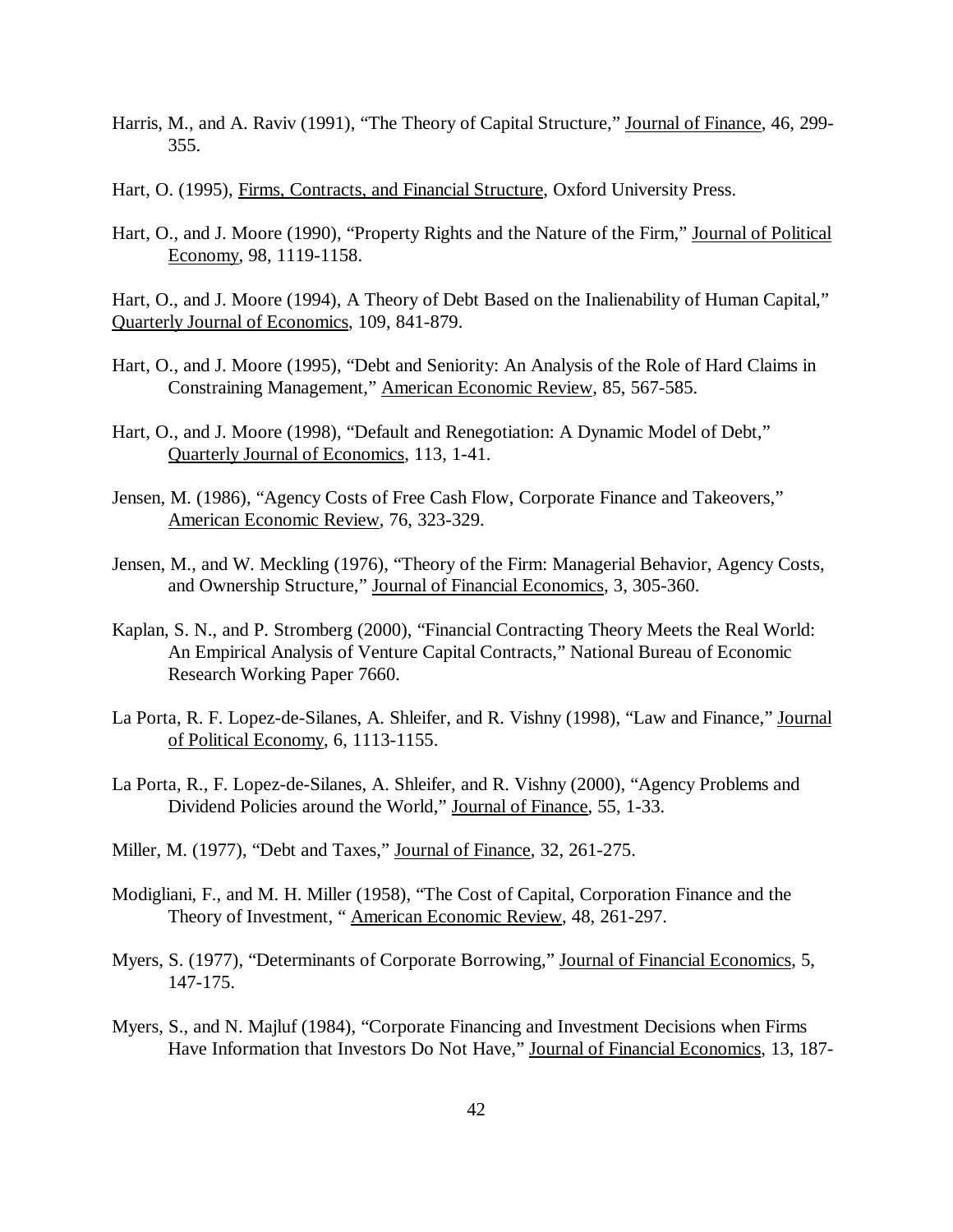Harris, M., and A. Raviv (1991), "The Theory of Capital Structure," Journal of Finance, 46, 299-355.

Hart, O. (1995), Firms, Contracts, and Financial Structure, Oxford University Press.

Hart, O., and J. Moore (1990), "Property Rights and the Nature of the Firm," Journal of Political Economy, 98, 1119-1158.

Hart, O., and J. Moore (1994), A Theory of Debt Based on the Inalienability of Human Capital," Quarterly Journal of Economics, 109, 841-879.

Hart, O., and J. Moore (1995), "Debt and Seniority: An Analysis of the Role of Hard Claims in Constraining Management," American Economic Review, 85, 567-585.

Hart, O., and J. Moore (1998), "Default and Renegotiation: A Dynamic Model of Debt," Quarterly Journal of Economics, 113, 1-41.

Jensen, M. (1986), "Agency Costs of Free Cash Flow, Corporate Finance and Takeovers," American Economic Review, 76, 323-329.

Jensen, M., and W. Meckling (1976), "Theory of the Firm: Managerial Behavior, Agency Costs, and Ownership Structure," Journal of Financial Economics, 3, 305-360.

Kaplan, S. N., and P. Stromberg (2000), "Financial Contracting Theory Meets the Real World: An Empirical Analysis of Venture Capital Contracts," National Bureau of Economic Research Working Paper 7660.

La Porta, R. F. Lopez-de-Silanes, A. Shleifer, and R. Vishny (1998), "Law and Finance," Journal of Political Economy, 6, 1113-1155.

La Porta, R., F. Lopez-de-Silanes, A. Shleifer, and R. Vishny (2000), "Agency Problems and Dividend Policies around the World," Journal of Finance, 55, 1-33.

Miller, M. (1977), "Debt and Taxes," Journal of Finance, 32, 261-275.

Modigliani, F., and M. H. Miller (1958), "The Cost of Capital, Corporation Finance and the Theory of Investment, " American Economic Review, 48, 261-297.

Myers, S. (1977), "Determinants of Corporate Borrowing," Journal of Financial Economics, 5, 147-175.

Myers, S., and N. Majluf (1984), "Corporate Financing and Investment Decisions when Firms Have Information that Investors Do Not Have," Journal of Financial Economics, 13, 187-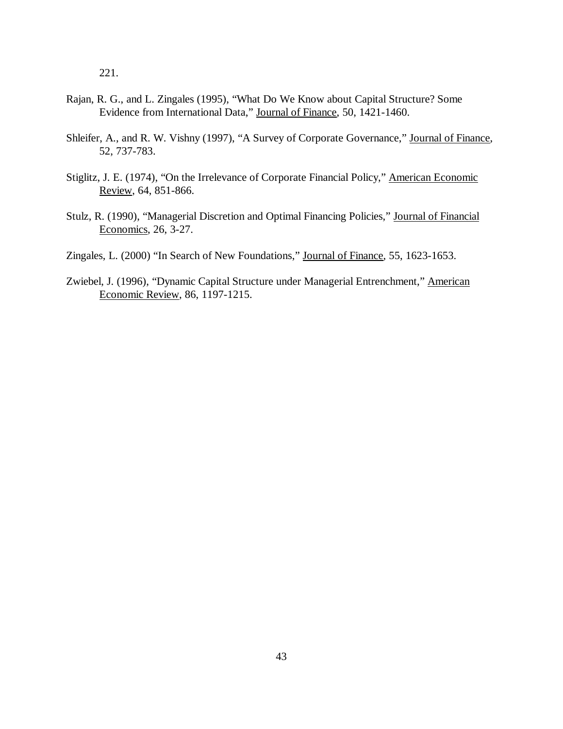221.

Rajan, R. G., and L. Zingales (1995), "What Do We Know about Capital Structure? Some Evidence from International Data," Journal of Finance, 50, 1421-1460.

Shleifer, A., and R. W. Vishny (1997), "A Survey of Corporate Governance," Journal of Finance, 52, 737-783.

Stiglitz, J. E. (1974), "On the Irrelevance of Corporate Financial Policy," American Economic Review, 64, 851-866.

Stulz, R. (1990), "Managerial Discretion and Optimal Financing Policies," Journal of Financial Economics, 26, 3-27.

Zingales, L. (2000) "In Search of New Foundations," Journal of Finance, 55, 1623-1653.

Zwiebel, J. (1996), "Dynamic Capital Structure under Managerial Entrenchment," American Economic Review, 86, 1197-1215.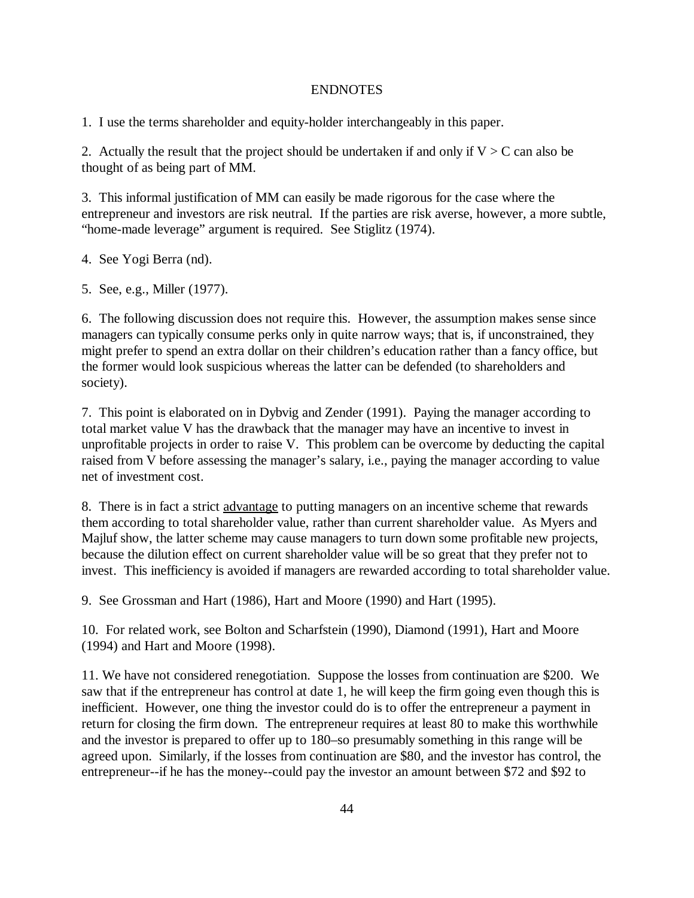## ENDNOTES

1. I use the terms shareholder and equity-holder interchangeably in this paper.

2. Actually the result that the project should be undertaken if and only if $V > C$ can also be thought of as being part of MM.

3. This informal justification of MM can easily be made rigorous for the case where the entrepreneur and investors are risk neutral. If the parties are risk averse, however, a more subtle, "home-made leverage" argument is required. See Stiglitz (1974).

4. See Yogi Berra (nd).

5. See, e.g., Miller (1977).

6. The following discussion does not require this. However, the assumption makes sense since managers can typically consume perks only in quite narrow ways; that is, if unconstrained, they might prefer to spend an extra dollar on their children's education rather than a fancy office, but the former would look suspicious whereas the latter can be defended (to shareholders and society).

7. This point is elaborated on in Dybvig and Zender (1991). Paying the manager according to total market value V has the drawback that the manager may have an incentive to invest in unprofitable projects in order to raise V. This problem can be overcome by deducting the capital raised from V before assessing the manager's salary, i.e., paying the manager according to value net of investment cost.

8. There is in fact a strict <u>advantage</u> to putting managers on an incentive scheme that rewards them according to total shareholder value, rather than current shareholder value. As Myers and Majluf show, the latter scheme may cause managers to turn down some profitable new projects, because the dilution effect on current shareholder value will be so great that they prefer not to invest. This inefficiency is avoided if managers are rewarded according to total shareholder value.

9. See Grossman and Hart (1986), Hart and Moore (1990) and Hart (1995).

10. For related work, see Bolton and Scharfstein (1990), Diamond (1991), Hart and Moore (1994) and Hart and Moore (1998).

11. We have not considered renegotiation. Suppose the losses from continuation are $200. We saw that if the entrepreneur has control at date 1, he will keep the firm going even though this is inefficient. However, one thing the investor could do is to offer the entrepreneur a payment in return for closing the firm down. The entrepreneur requires at least 80 to make this worthwhile and the investor is prepared to offer up to 180–so presumably something in this range will be agreed upon. Similarly, if the losses from continuation are $80, and the investor has control, the entrepreneur--if he has the money--could pay the investor an amount between $72 and $92 to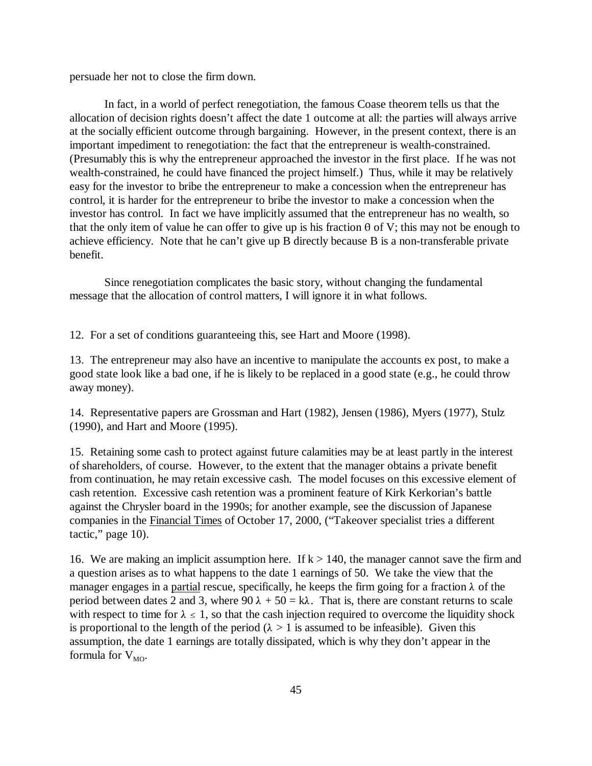persuade her not to close the firm down.

In fact, in a world of perfect renegotiation, the famous Coase theorem tells us that the allocation of decision rights doesn't affect the date 1 outcome at all: the parties will always arrive at the socially efficient outcome through bargaining. However, in the present context, there is an important impediment to renegotiation: the fact that the entrepreneur is wealth-constrained. (Presumably this is why the entrepreneur approached the investor in the first place. If he was not wealth-constrained, he could have financed the project himself.) Thus, while it may be relatively easy for the investor to bribe the entrepreneur to make a concession when the entrepreneur has control, it is harder for the entrepreneur to bribe the investor to make a concession when the investor has control. In fact we have implicitly assumed that the entrepreneur has no wealth, so that the only item of value he can offer to give up is his fraction $\theta$ of V; this may not be enough to achieve efficiency. Note that he can't give up B directly because B is a non-transferable private benefit.

Since renegotiation complicates the basic story, without changing the fundamental message that the allocation of control matters, I will ignore it in what follows.

12. For a set of conditions guaranteeing this, see Hart and Moore (1998).

13. The entrepreneur may also have an incentive to manipulate the accounts ex post, to make a good state look like a bad one, if he is likely to be replaced in a good state (e.g., he could throw away money).

14. Representative papers are Grossman and Hart (1982), Jensen (1986), Myers (1977), Stulz (1990), and Hart and Moore (1995).

15. Retaining some cash to protect against future calamities may be at least partly in the interest of shareholders, of course. However, to the extent that the manager obtains a private benefit from continuation, he may retain excessive cash. The model focuses on this excessive element of cash retention. Excessive cash retention was a prominent feature of Kirk Kerkorian's battle against the Chrysler board in the 1990s; for another example, see the discussion of Japanese companies in the Financial Times of October 17, 2000, ("Takeover specialist tries a different tactic," page 10).

16. We are making an implicit assumption here. If $k > 140$, the manager cannot save the firm and a question arises as to what happens to the date 1 earnings of 50. We take the view that the manager engages in a partial rescue, specifically, he keeps the firm going for a fraction $\lambda$ of the period between dates 2 and 3, where $90\lambda + 50 = k\lambda$. That is, there are constant returns to scale with respect to time for $\lambda \leq 1$, so that the cash injection required to overcome the liquidity shock is proportional to the length of the period ($\lambda > 1$ is assumed to be infeasible). Given this assumption, the date 1 earnings are totally dissipated, which is why they don't appear in the formula for $V_{MO}$.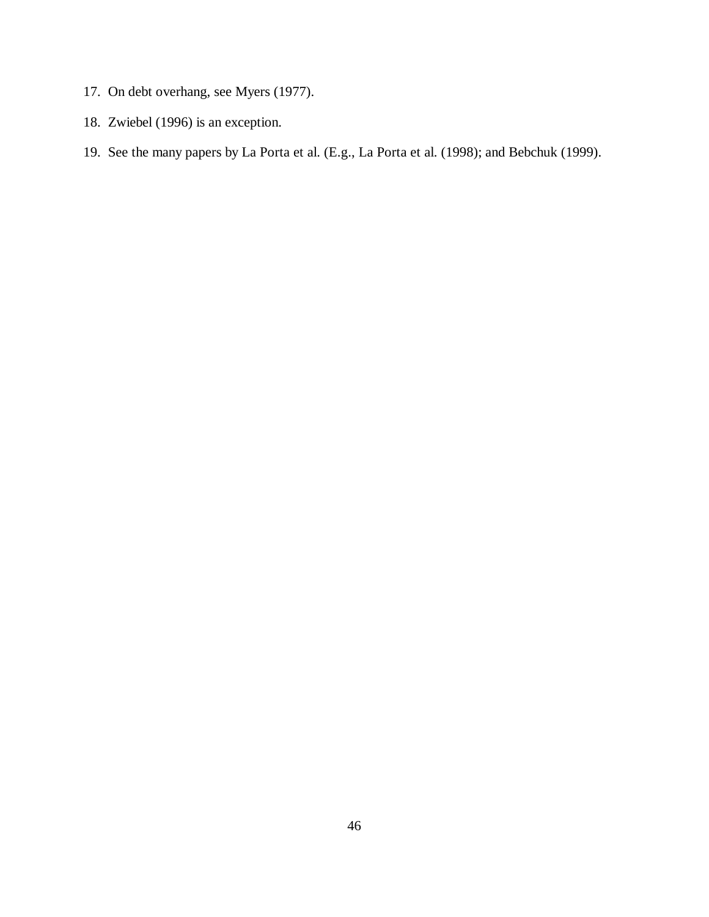17. On debt overhang, see Myers (1977).

18. Zwiebel (1996) is an exception.

19. See the many papers by La Porta et al. (E.g., La Porta et al. (1998); and Bebchuk (1999).